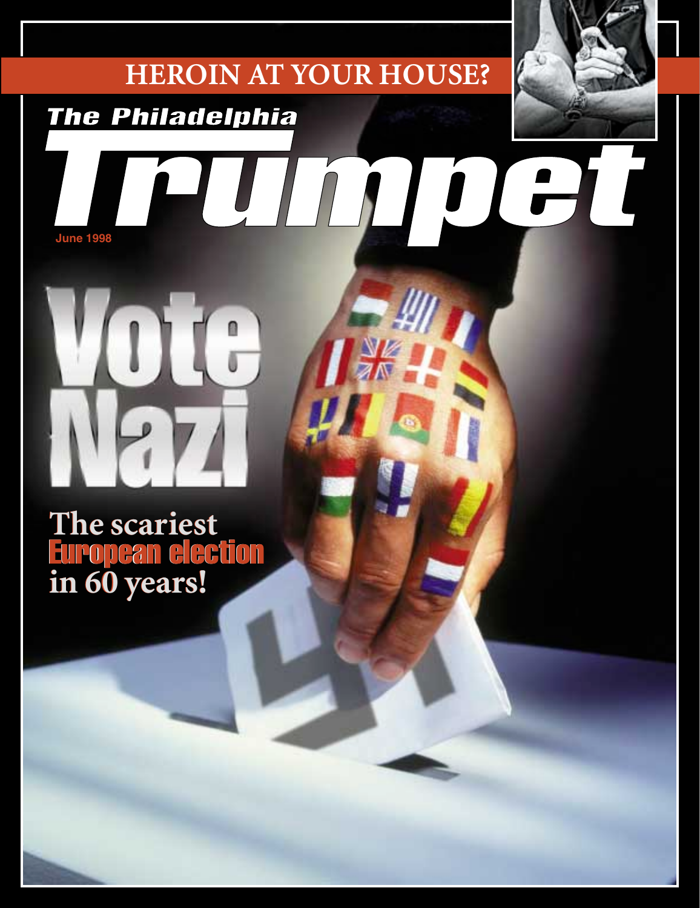HEROIN AT YOUR HOUSE?

# The Philadelphia Trumpet

June 1998

# Vote Nazi

## The scariest European election in 60 years!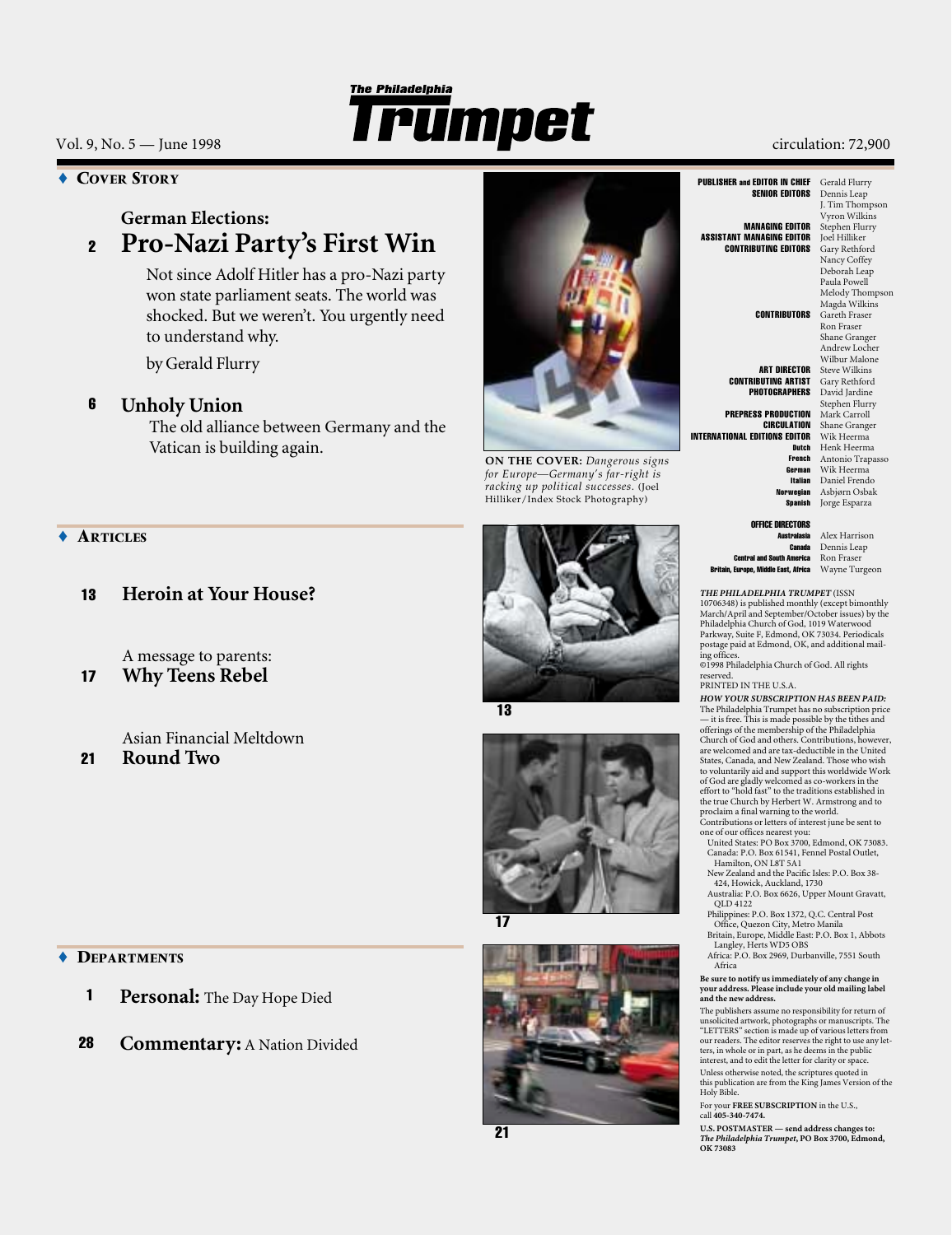# The Philadelphia Trumpet

Vol. 9, No. 5 — June 1998

circulation: 72,900

## ♦ Cover Story

### German Elections:

**2** **Pro-Nazi Party's First Win**

Not since Adolf Hitler has a pro-Nazi party won state parliament seats. The world was shocked. But we weren't. You urgently need to understand why.

by Gerald Flurry

**6** **Unholy Union**

The old alliance between Germany and the Vatican is building again.

**ON THE COVER:** *Dangerous signs for Europe—Germany's far-right is racking up political successes.* (Joel Hilliker/Index Stock Photography)

## ♦ Articles

**13** **Heroin at Your House?**

A message to parents:

**17** **Why Teens Rebel**

Asian Financial Meltdown

**21** **Round Two**

13

17

21

## ♦ Departments

**1** **Personal:** The Day Hope Died

**28** **Commentary:** A Nation Divided

---

**PUBLISHER and EDITOR IN CHIEF** Gerald Flurry
**SENIOR EDITORS** Dennis Leap, J. Tim Thompson, Vyron Wilkins
**MANAGING EDITOR** Stephen Flurry
**ASSISTANT MANAGING EDITOR** Joel Hilliker
**CONTRIBUTING EDITORS** Gary Rethford, Nancy Coffey, Deborah Leap, Paula Powell, Melody Thompson, Magda Wilkins
**CONTRIBUTORS** Gareth Fraser, Ron Fraser, Shane Granger, Andrew Locher, Wilbur Malone
**ART DIRECTOR** Steve Wilkins
**CONTRIBUTING ARTIST** Gary Rethford
**PHOTOGRAPHERS** David Jardine, Stephen Flurry
**PREPRESS PRODUCTION** Mark Carroll
**CIRCULATION** Shane Granger
**INTERNATIONAL EDITIONS EDITOR** Wik Heerma
**Dutch** Henk Heerma
**French** Antonio Trapasso
**German** Wik Heerma
**Italian** Daniel Frendo
**Norwegian** Asbjørn Osbak
**Spanish** Jorge Esparza

**OFFICE DIRECTORS**
**Australasia** Alex Harrison
**Canada** Dennis Leap
**Central and South America** Ron Fraser
**Britain, Europe, Middle East, Africa** Wayne Turgeon

***THE PHILADELPHIA TRUMPET*** (ISSN 10706348) is published monthly (except bimonthly March/April and September/October issues) by the Philadelphia Church of God, 1019 Waterwood Parkway, Suite F, Edmond, OK 73034. Periodicals postage paid at Edmond, OK, and additional mailing offices.
©1998 Philadelphia Church of God. All rights reserved.
PRINTED IN THE U.S.A.

***HOW YOUR SUBSCRIPTION HAS BEEN PAID:*** The Philadelphia Trumpet has no subscription price — it is free. This is made possible by the tithes and offerings of the membership of the Philadelphia Church of God and others. Contributions, however, are welcomed and are tax-deductible in the United States, Canada, and New Zealand. Those who wish to voluntarily aid and support this worldwide Work of God are gladly welcomed as co-workers in the effort to "hold fast" to the traditions established in the true Church by Herbert W. Armstrong and to proclaim a final warning to the world.
Contributions or letters of interest june be sent to one of our offices nearest you:

- United States: PO Box 3700, Edmond, OK 73083.
- Canada: P.O. Box 61541, Fennel Postal Outlet, Hamilton, ON L8T 5A1
- New Zealand and the Pacific Isles: P.O. Box 38-424, Howick, Auckland, 1730
- Australia: P.O. Box 6626, Upper Mount Gravatt, QLD 4122
- Philippines: P.O. Box 1372, Q.C. Central Post Office, Quezon City, Metro Manila
- Britain, Europe, Middle East: P.O. Box 1, Abbots Langley, Herts WD5 OBS
- Africa: P.O. Box 2969, Durbanville, 7551 South Africa

**Be sure to notify us immediately of any change in your address. Please include your old mailing label and the new address.**

The publishers assume no responsibility for return of unsolicited artwork, photographs or manuscripts. The "LETTERS" section is made up of various letters from our readers. The editor reserves the right to use any letters, in whole or in part, as he deems in the public interest, and to edit the letter for clarity or space.

Unless otherwise noted, the scriptures quoted in this publication are from the King James Version of the Holy Bible.

For your **FREE SUBSCRIPTION** in the U.S., call **405-340-7474.**

**U.S. POSTMASTER — send address changes to: *The Philadelphia Trumpet*, PO Box 3700, Edmond, OK 73083**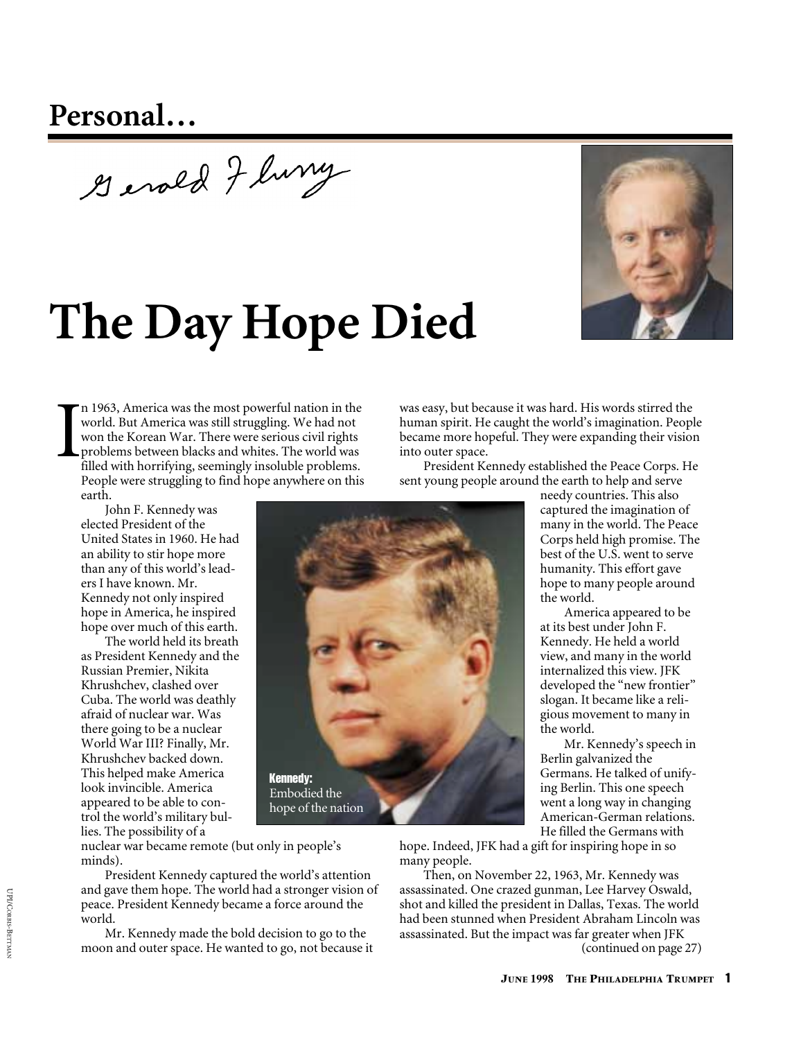## Personal…

Gerald Flurry

# The Day Hope Died

In 1963, America was the most powerful nation in the world. But America was still struggling. We had not won the Korean War. There were serious civil rights problems between blacks and whites. The world was filled with horrifying, seemingly insoluble problems. People were struggling to find hope anywhere on this earth.

John F. Kennedy was elected President of the United States in 1960. He had an ability to stir hope more than any of this world's leaders I have known. Mr. Kennedy not only inspired hope in America, he inspired hope over much of this earth.

The world held its breath as President Kennedy and the Russian Premier, Nikita Khrushchev, clashed over Cuba. The world was deathly afraid of nuclear war. Was there going to be a nuclear World War III? Finally, Mr. Khrushchev backed down. This helped make America look invincible. America appeared to be able to control the world's military bullies. The possibility of a nuclear war became remote (but only in people's minds).

President Kennedy captured the world's attention and gave them hope. The world had a stronger vision of peace. President Kennedy became a force around the world.

Mr. Kennedy made the bold decision to go to the moon and outer space. He wanted to go, not because it was easy, but because it was hard. His words stirred the human spirit. He caught the world's imagination. People became more hopeful. They were expanding their vision into outer space.

**Kennedy:** Embodied the hope of the nation

President Kennedy established the Peace Corps. He sent young people around the earth to help and serve needy countries. This also captured the imagination of many in the world. The Peace Corps held high promise. The best of the U.S. went to serve humanity. This effort gave hope to many people around the world.

America appeared to be at its best under John F. Kennedy. He held a world view, and many in the world internalized this view. JFK developed the "new frontier" slogan. It became like a religious movement to many in the world.

Mr. Kennedy's speech in Berlin galvanized the Germans. He talked of unifying Berlin. This one speech went a long way in changing American-German relations. He filled the Germans with hope. Indeed, JFK had a gift for inspiring hope in so many people.

Then, on November 22, 1963, Mr. Kennedy was assassinated. One crazed gunman, Lee Harvey Oswald, shot and killed the president in Dallas, Texas. The world had been stunned when President Abraham Lincoln was assassinated. But the impact was far greater when JFK

(continued on page 27)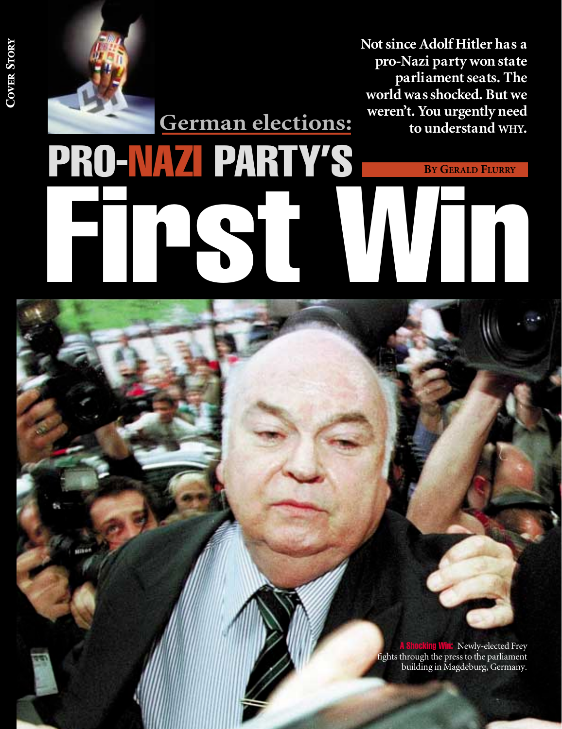Cover Story

## German elections:

# PRO-NAZI PARTY'S First Win

**Not since Adolf Hitler has a pro-Nazi party won state parliament seats. The world was shocked. But we weren't. You urgently need to understand WHY.**

**By Gerald Flurry**

**A Shocking Win:** Newly-elected Frey fights through the press to the parliament building in Magdeburg, Germany.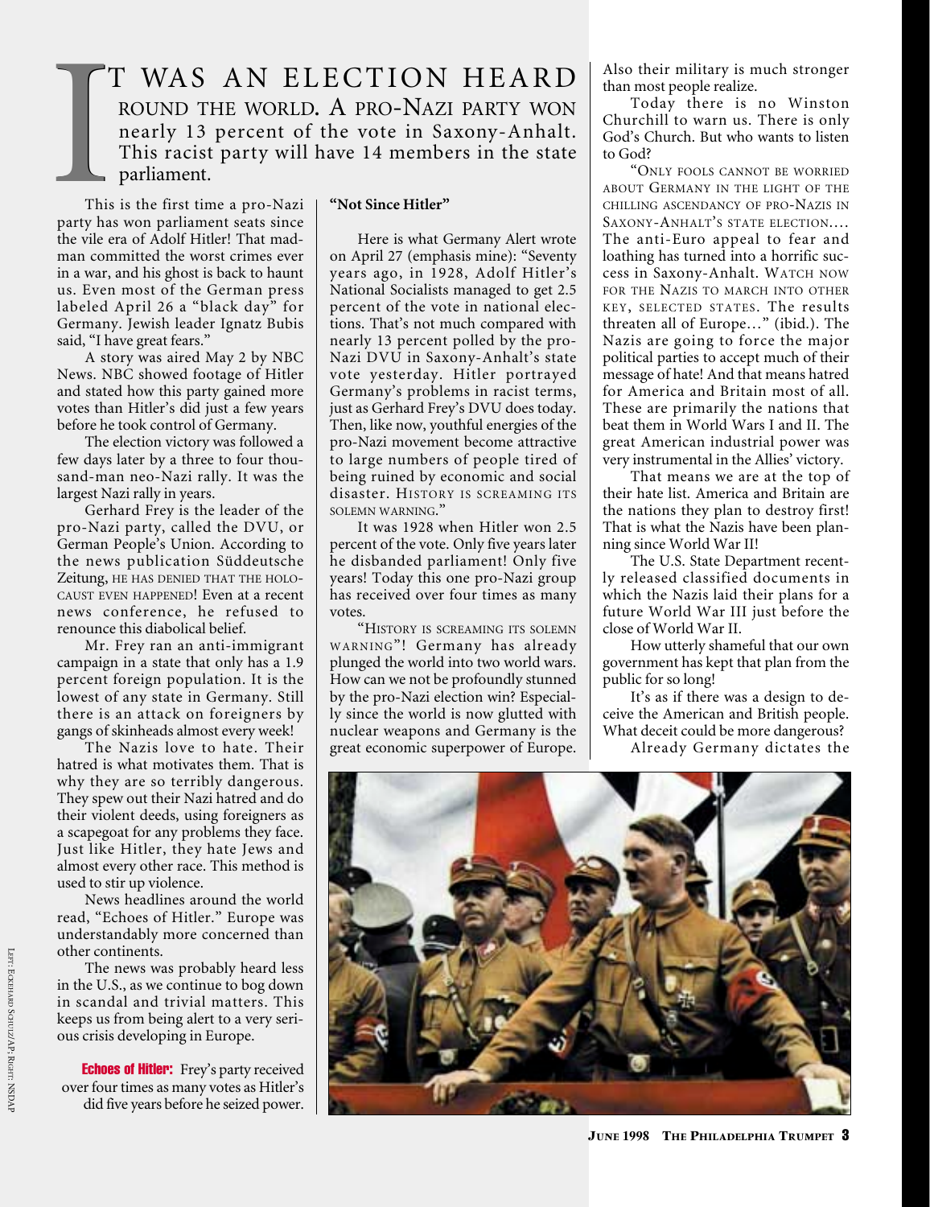IT WAS AN ELECTION HEARD ROUND THE WORLD. A PRO-NAZI PARTY WON nearly 13 percent of the vote in Saxony-Anhalt. This racist party will have 14 members in the state parliament.

This is the first time a pro-Nazi party has won parliament seats since the vile era of Adolf Hitler! That madman committed the worst crimes ever in a war, and his ghost is back to haunt us. Even most of the German press labeled April 26 a "black day" for Germany. Jewish leader Ignatz Bubis said, "I have great fears."

A story was aired May 2 by NBC News. NBC showed footage of Hitler and stated how this party gained more votes than Hitler's did just a few years before he took control of Germany.

The election victory was followed a few days later by a three to four thousand-man neo-Nazi rally. It was the largest Nazi rally in years.

Gerhard Frey is the leader of the pro-Nazi party, called the DVU, or German People's Union. According to the news publication *Süddeutsche Zeitung*, HE HAS DENIED THAT THE HOLOCAUST EVEN HAPPENED! Even at a recent news conference, he refused to renounce this diabolical belief.

Mr. Frey ran an anti-immigrant campaign in a state that only has a 1.9 percent foreign population. It is the lowest of any state in Germany. Still there is an attack on foreigners by gangs of skinheads almost every week!

The Nazis love to hate. Their hatred is what motivates them. That is why they are so terribly dangerous. They spew out their Nazi hatred and do their violent deeds, using foreigners as a scapegoat for any problems they face. Just like Hitler, they hate Jews and almost every other race. This method is used to stir up violence.

News headlines around the world read, "Echoes of Hitler." Europe was understandably more concerned than other continents.

The news was probably heard less in the U.S., as we continue to bog down in scandal and trivial matters. This keeps us from being alert to a very serious crisis developing in Europe.

**Echoes of Hitler:** Frey's party received over four times as many votes as Hitler's did five years before he seized power.

## "Not Since Hitler"

Here is what Germany Alert wrote on April 27 (emphasis mine): "Seventy years ago, in 1928, Adolf Hitler's National Socialists managed to get 2.5 percent of the vote in national elections. That's not much compared with nearly 13 percent polled by the pro-Nazi DVU in Saxony-Anhalt's state vote yesterday. Hitler portrayed Germany's problems in racist terms, just as Gerhard Frey's DVU does today. Then, like now, youthful energies of the pro-Nazi movement become attractive to large numbers of people tired of being ruined by economic and social disaster. HISTORY IS SCREAMING ITS SOLEMN WARNING."

It was 1928 when Hitler won 2.5 percent of the vote. Only five years later he disbanded parliament! Only five years! Today this one pro-Nazi group has received over four times as many votes.

"HISTORY IS SCREAMING ITS SOLEMN WARNING"! Germany has already plunged the world into two world wars. How can we not be profoundly stunned by the pro-Nazi election win? Especially since the world is now glutted with nuclear weapons and Germany is the great economic superpower of Europe. Also their military is much stronger than most people realize.

Today there is no Winston Churchill to warn us. There is only God's Church. But who wants to listen to God?

"ONLY FOOLS CANNOT BE WORRIED ABOUT GERMANY IN THE LIGHT OF THE CHILLING ASCENDANCY OF PRO-NAZIS IN SAXONY-ANHALT'S STATE ELECTION.... The anti-Euro appeal to fear and loathing has turned into a horrific success in Saxony-Anhalt. WATCH NOW FOR THE NAZIS TO MARCH INTO OTHER KEY, SELECTED STATES. The results threaten all of Europe..." (ibid.). The Nazis are going to force the major political parties to accept much of their message of hate! And that means hatred for America and Britain most of all. These are primarily the nations that beat them in World Wars I and II. The great American industrial power was very instrumental in the Allies' victory.

That means we are at the top of their hate list. America and Britain are the nations they plan to destroy first! That is what the Nazis have been planning since World War II!

The U.S. State Department recently released classified documents in which the Nazis laid their plans for a future World War III just before the close of World War II.

How utterly shameful that our own government has kept that plan from the public for so long!

It's as if there was a design to deceive the American and British people. What deceit could be more dangerous?

Already Germany dictates the

LEFT: ECKEHARD SCHULZ/AP; RIGHT: NSDAP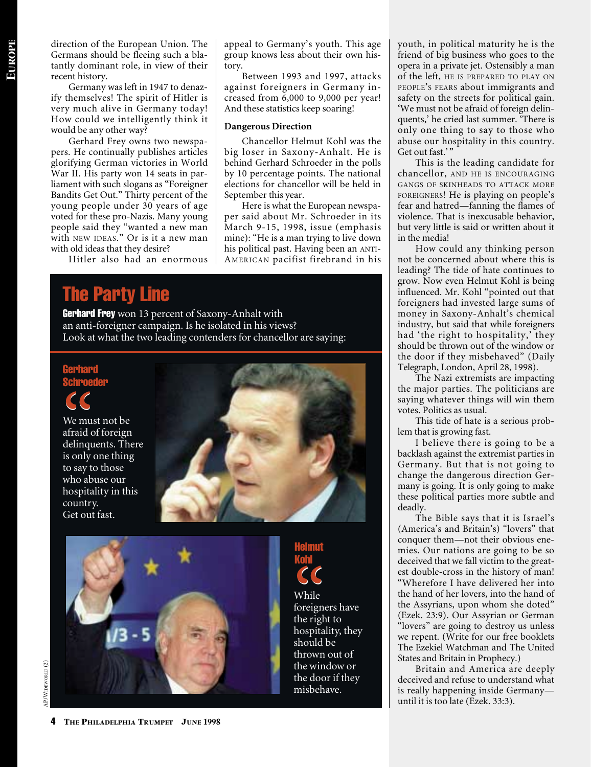direction of the European Union. The Germans should be fleeing such a blatantly dominant role, in view of their recent history.

Germany was left in 1947 to denazify themselves! The spirit of Hitler is very much alive in Germany today! How could we intelligently think it would be any other way?

Gerhard Frey owns two newspapers. He continually publishes articles glorifying German victories in World War II. His party won 14 seats in parliament with such slogans as "Foreigner Bandits Get Out." Thirty percent of the young people under 30 years of age voted for these pro-Nazis. Many young people said they "wanted a new man with NEW IDEAS." Or is it a new man with old ideas that they desire?

Hitler also had an enormous appeal to Germany's youth. This age group knows less about their own history.

Between 1993 and 1997, attacks against foreigners in Germany increased from 6,000 to 9,000 per year! And these statistics keep soaring!

### Dangerous Direction

Chancellor Helmut Kohl was the big loser in Saxony-Anhalt. He is behind Gerhard Schroeder in the polls by 10 percentage points. The national elections for chancellor will be held in September this year.

Here is what the European newspaper said about Mr. Schroeder in its March 9-15, 1998, issue (emphasis mine): "He is a man trying to live down his political past. Having been an ANTI-AMERICAN pacifist firebrand in his youth, in political maturity he is the friend of big business who goes to the opera in a private jet. Ostensibly a man of the left, HE IS PREPARED TO PLAY ON PEOPLE'S FEARS about immigrants and safety on the streets for political gain. 'We must not be afraid of foreign delinquents,' he cried last summer. 'There is only one thing to say to those who abuse our hospitality in this country. Get out fast.'"

This is the leading candidate for chancellor, AND HE IS ENCOURAGING GANGS OF SKINHEADS TO ATTACK MORE FOREIGNERS! He is playing on people's fear and hatred—fanning the flames of violence. That is inexcusable behavior, but very little is said or written about it in the media!

How could any thinking person not be concerned about where this is leading? The tide of hate continues to grow. Now even Helmut Kohl is being influenced. Mr. Kohl "pointed out that foreigners had invested large sums of money in Saxony-Anhalt's chemical industry, but said that while foreigners had 'the right to hospitality,' they should be thrown out of the window or the door if they misbehaved" (Daily Telegraph, London, April 28, 1998).

The Nazi extremists are impacting the major parties. The politicians are saying whatever things will win them votes. Politics as usual.

This tide of hate is a serious problem that is growing fast.

I believe there is going to be a backlash against the extremist parties in Germany. But that is not going to change the dangerous direction Germany is going. It is only going to make these political parties more subtle and deadly.

The Bible says that it is Israel's (America's and Britain's) "lovers" that conquer them—not their obvious enemies. Our nations are going to be so deceived that we fall victim to the greatest double-cross in the history of man! "Wherefore I have delivered her into the hand of her lovers, into the hand of the Assyrians, upon whom she doted" (Ezek. 23:9). Our Assyrian or German "lovers" are going to destroy us unless we repent. (Write for our free booklets The Ezekiel Watchman and The United States and Britain in Prophecy.)

Britain and America are deeply deceived and refuse to understand what is really happening inside Germany—until it is too late (Ezek. 33:3).

## The Party Line

**Gerhard Frey** won 13 percent of Saxony-Anhalt with an anti-foreigner campaign. Is he isolated in his views? Look at what the two leading contenders for chancellor are saying:

**Gerhard Schroeder**

"We must not be afraid of foreign delinquents. There is only one thing to say to those who abuse our hospitality in this country. Get out fast."

**Helmut Kohl**

"While foreigners have the right to hospitality, they should be thrown out of the window or the door if they misbehave."

AP/Wideworld (2)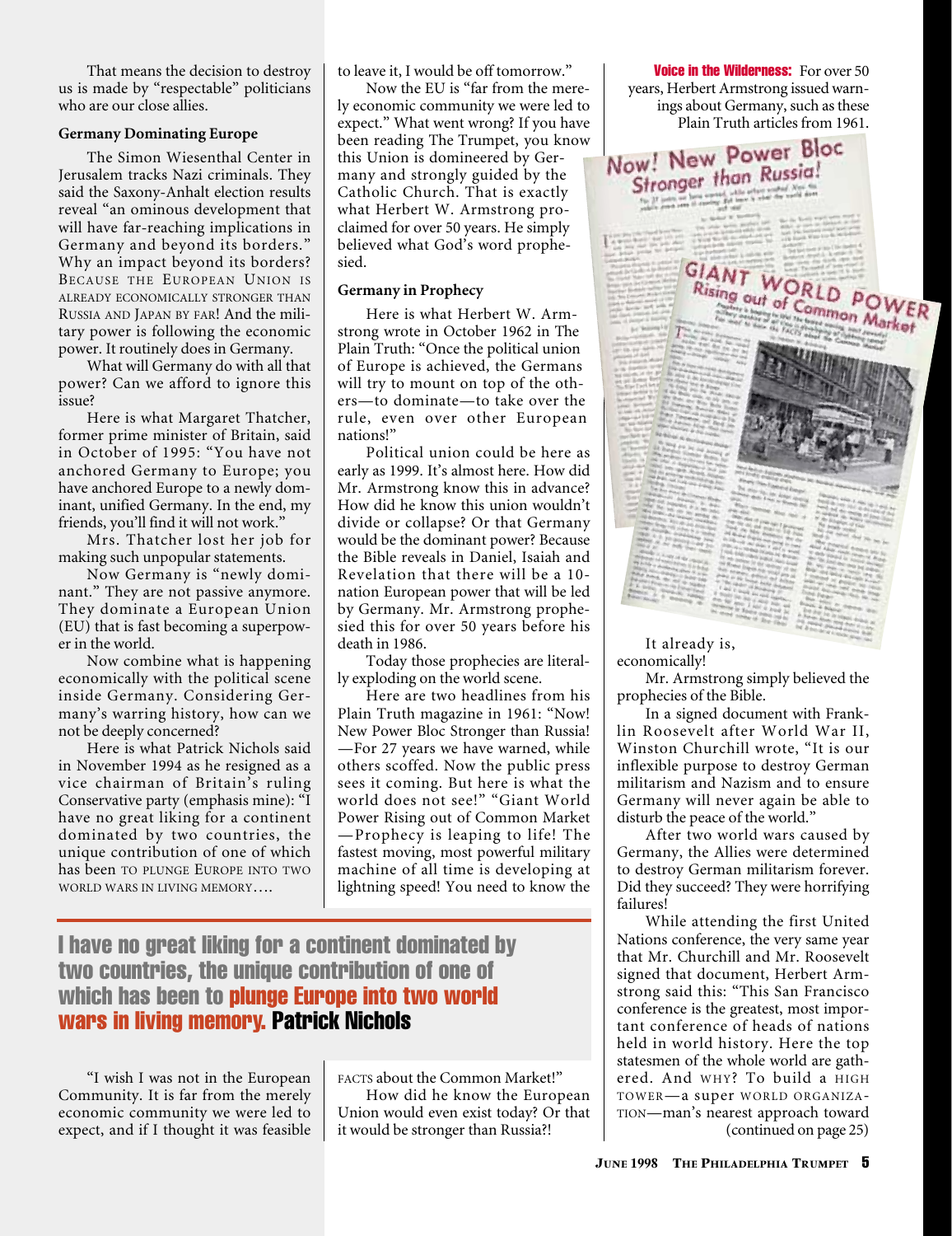That means the decision to destroy us is made by "respectable" politicians who are our close allies.

**Germany Dominating Europe**

The Simon Wiesenthal Center in Jerusalem tracks Nazi criminals. They said the Saxony-Anhalt election results reveal "an ominous development that will have far-reaching implications in Germany and beyond its borders." Why an impact beyond its borders? BECAUSE THE EUROPEAN UNION IS ALREADY ECONOMICALLY STRONGER THAN RUSSIA AND JAPAN BY FAR! And the military power is following the economic power. It routinely does in Germany.

What will Germany do with all that power? Can we afford to ignore this issue?

Here is what Margaret Thatcher, former prime minister of Britain, said in October of 1995: "You have not anchored Germany to Europe; you have anchored Europe to a newly dominant, unified Germany. In the end, my friends, you'll find it will not work."

Mrs. Thatcher lost her job for making such unpopular statements.

Now Germany is "newly dominant." They are not passive anymore. They dominate a European Union (EU) that is fast becoming a superpower in the world.

Now combine what is happening economically with the political scene inside Germany. Considering Germany's warring history, how can we not be deeply concerned?

Here is what Patrick Nichols said in November 1994 as he resigned as a vice chairman of Britain's ruling Conservative party (emphasis mine): "I have no great liking for a continent dominated by two countries, the unique contribution of one of which has been TO PLUNGE EUROPE INTO TWO WORLD WARS IN LIVING MEMORY….

"I wish I was not in the European Community. It is far from the merely economic community we were led to expect, and if I thought it was feasible to leave it, I would be off tomorrow."

Now the EU is "far from the merely economic community we were led to expect." What went wrong? If you have been reading The Trumpet, you know this Union is domineered by Germany and strongly guided by the Catholic Church. That is exactly what Herbert W. Armstrong proclaimed for over 50 years. He simply believed what God's word prophesied.

**Germany in Prophecy**

Here is what Herbert W. Armstrong wrote in October 1962 in The Plain Truth: "Once the political union of Europe is achieved, the Germans will try to mount on top of the others—to dominate—to take over the rule, even over other European nations!"

Political union could be here as early as 1999. It's almost here. How did Mr. Armstrong know this in advance? How did he know this union wouldn't divide or collapse? Or that Germany would be the dominant power? Because the Bible reveals in Daniel, Isaiah and Revelation that there will be a 10-nation European power that will be led by Germany. Mr. Armstrong prophesied this for over 50 years before his death in 1986.

Today those prophecies are literally exploding on the world scene.

Here are two headlines from his Plain Truth magazine in 1961: "Now! New Power Bloc Stronger than Russia! —For 27 years we have warned, while others scoffed. Now the public press sees it coming. But here is what the world does not see!" "Giant World Power Rising out of Common Market —Prophecy is leaping to life! The fastest moving, most powerful military machine of all time is developing at lightning speed! You need to know the FACTS about the Common Market!"

How did he know the European Union would even exist today? Or that it would be stronger than Russia?!

> **I have no great liking for a continent dominated by two countries, the unique contribution of one of which has been to plunge Europe into two world wars in living memory.** Patrick Nichols

**Voice in the Wilderness:** For over 50 years, Herbert Armstrong issued warnings about Germany, such as these Plain Truth articles from 1961.

It already is, economically!

Mr. Armstrong simply believed the prophecies of the Bible.

In a signed document with Franklin Roosevelt after World War II, Winston Churchill wrote, "It is our inflexible purpose to destroy German militarism and Nazism and to ensure Germany will never again be able to disturb the peace of the world."

After two world wars caused by Germany, the Allies were determined to destroy German militarism forever. Did they succeed? They were horrifying failures!

While attending the first United Nations conference, the very same year that Mr. Churchill and Mr. Roosevelt signed that document, Herbert Armstrong said this: "This San Francisco conference is the greatest, most important conference of heads of nations held in world history. Here the top statesmen of the whole world are gathered. And WHY? To build a HIGH TOWER—a super WORLD ORGANIZATION—man's nearest approach toward

(continued on page 25)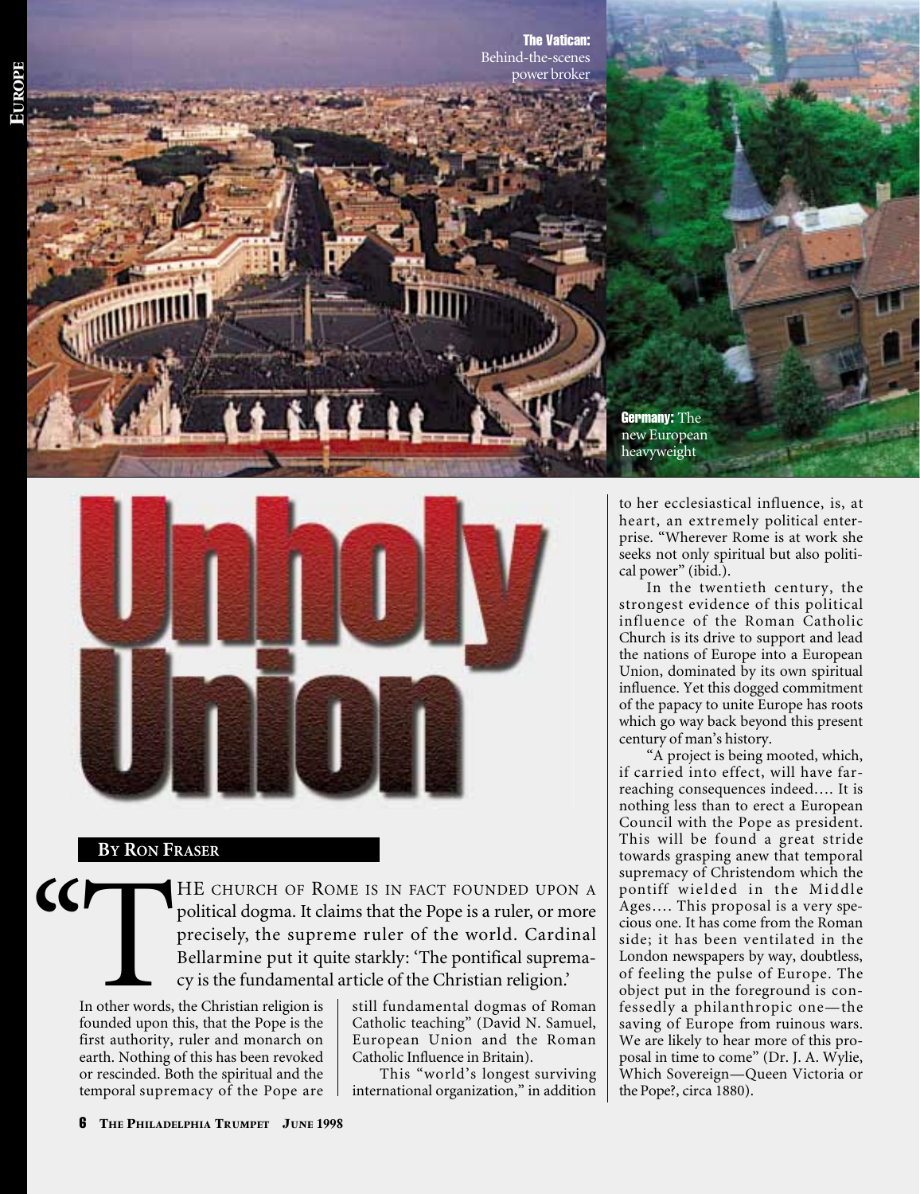The Vatican: Behind-the-scenes power broker

Germany: The new European heavyweight

# Unholy Union

**BY RON FRASER**

"THE CHURCH OF ROME IS IN FACT FOUNDED UPON A political dogma. It claims that the Pope is a ruler, or more precisely, the supreme ruler of the world. Cardinal Bellarmine put it quite starkly: 'The pontifical supremacy is the fundamental article of the Christian religion.'

In other words, the Christian religion is founded upon this, that the Pope is the first authority, ruler and monarch on earth. Nothing of this has been revoked or rescinded. Both the spiritual and the temporal supremacy of the Pope are still fundamental dogmas of Roman Catholic teaching" (David N. Samuel, European Union and the Roman Catholic Influence in Britain).

This "world's longest surviving international organization," in addition to her ecclesiastical influence, is, at heart, an extremely political enterprise. "Wherever Rome is at work she seeks not only spiritual but also political power" (ibid.).

In the twentieth century, the strongest evidence of this political influence of the Roman Catholic Church is its drive to support and lead the nations of Europe into a European Union, dominated by its own spiritual influence. Yet this dogged commitment of the papacy to unite Europe has roots which go way back beyond this present century of man's history.

"A project is being mooted, which, if carried into effect, will have far-reaching consequences indeed…. It is nothing less than to erect a European Council with the Pope as president. This will be found a great stride towards grasping anew that temporal supremacy of Christendom which the pontiff wielded in the Middle Ages…. This proposal is a very specious one. It has come from the Roman side; it has been ventilated in the London newspapers by way, doubtless, of feeling the pulse of Europe. The object put in the foreground is confessedly a philanthropic one—the saving of Europe from ruinous wars. We are likely to hear more of this proposal in time to come" (Dr. J. A. Wylie, Which Sovereign—Queen Victoria or the Pope?, circa 1880).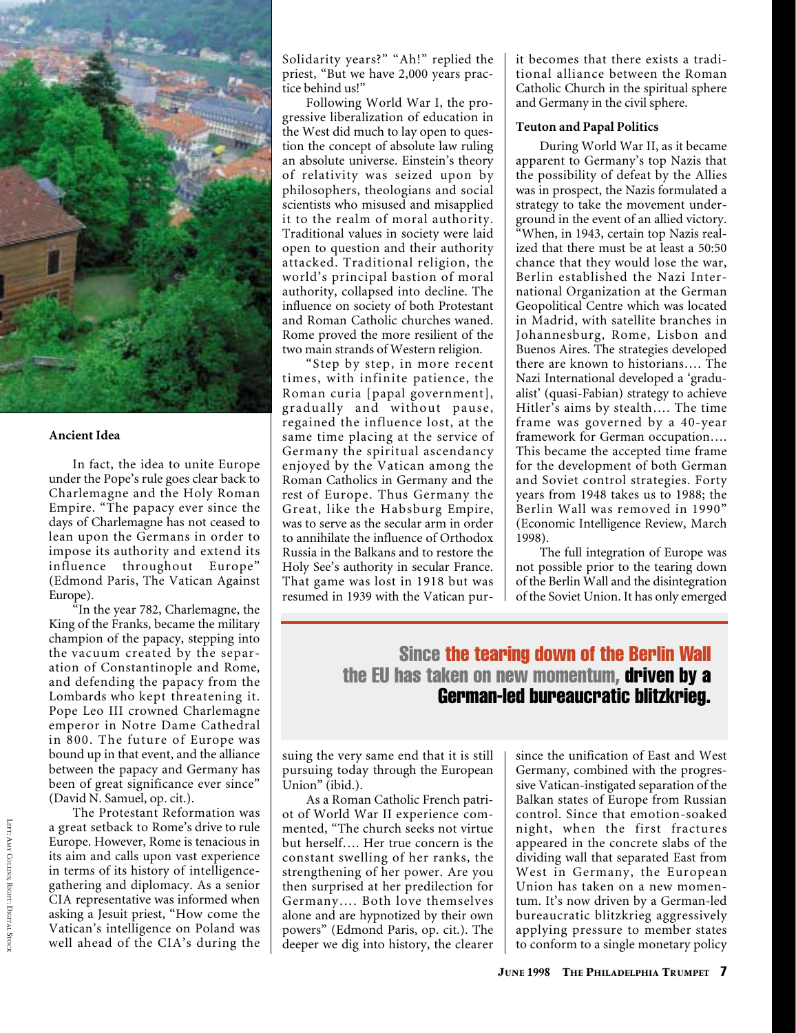### Ancient Idea

In fact, the idea to unite Europe under the Pope's rule goes clear back to Charlemagne and the Holy Roman Empire. "The papacy ever since the days of Charlemagne has not ceased to lean upon the Germans in order to impose its authority and extend its influence throughout Europe" (Edmond Paris, The Vatican Against Europe).

"In the year 782, Charlemagne, the King of the Franks, became the military champion of the papacy, stepping into the vacuum created by the separation of Constantinople and Rome, and defending the papacy from the Lombards who kept threatening it. Pope Leo III crowned Charlemagne emperor in Notre Dame Cathedral in 800. The future of Europe was bound up in that event, and the alliance between the papacy and Germany has been of great significance ever since" (David N. Samuel, op. cit.).

The Protestant Reformation was a great setback to Rome's drive to rule Europe. However, Rome is tenacious in its aim and calls upon vast experience in terms of its history of intelligence-gathering and diplomacy. As a senior CIA representative was informed when asking a Jesuit priest, "How come the Vatican's intelligence on Poland was well ahead of the CIA's during the Solidarity years?" "Ah!" replied the priest, "But we have 2,000 years practice behind us!"

Following World War I, the progressive liberalization of education in the West did much to lay open to question the concept of absolute law ruling an absolute universe. Einstein's theory of relativity was seized upon by philosophers, theologians and social scientists who misused and misapplied it to the realm of moral authority. Traditional values in society were laid open to question and their authority attacked. Traditional religion, the world's principal bastion of moral authority, collapsed into decline. The influence on society of both Protestant and Roman Catholic churches waned. Rome proved the more resilient of the two main strands of Western religion.

"Step by step, in more recent times, with infinite patience, the Roman curia [papal government], gradually and without pause, regained the influence lost, at the same time placing at the service of Germany the spiritual ascendancy enjoyed by the Vatican among the Roman Catholics in Germany and the rest of Europe. Thus Germany the Great, like the Habsburg Empire, was to serve as the secular arm in order to annihilate the influence of Orthodox Russia in the Balkans and to restore the Holy See's authority in secular France. That game was lost in 1918 but was resumed in 1939 with the Vatican pursuing the very same end that it is still pursuing today through the European Union" (ibid.).

As a Roman Catholic French patriot of World War II experience commented, "The church seeks not virtue but herself…. Her true concern is the constant swelling of her ranks, the strengthening of her power. Are you then surprised at her predilection for Germany…. Both love themselves alone and are hypnotized by their own powers" (Edmond Paris, op. cit.). The deeper we dig into history, the clearer it becomes that there exists a traditional alliance between the Roman Catholic Church in the spiritual sphere and Germany in the civil sphere.

### Teuton and Papal Politics

During World War II, as it became apparent to Germany's top Nazis that the possibility of defeat by the Allies was in prospect, the Nazis formulated a strategy to take the movement underground in the event of an allied victory. "When, in 1943, certain top Nazis realized that there must be at least a 50:50 chance that they would lose the war, Berlin established the Nazi International Organization at the German Geopolitical Centre which was located in Madrid, with satellite branches in Johannesburg, Rome, Lisbon and Buenos Aires. The strategies developed there are known to historians…. The Nazi International developed a 'gradualist' (quasi-Fabian) strategy to achieve Hitler's aims by stealth…. The time frame was governed by a 40-year framework for German occupation…. This became the accepted time frame for the development of both German and Soviet control strategies. Forty years from 1948 takes us to 1988; the Berlin Wall was removed in 1990" (Economic Intelligence Review, March 1998).

The full integration of Europe was not possible prior to the tearing down of the Berlin Wall and the disintegration of the Soviet Union. It has only emerged since the unification of East and West Germany, combined with the progressive Vatican-instigated separation of the Balkan states of Europe from Russian control. Since that emotion-soaked night, when the first fractures appeared in the concrete slabs of the dividing wall that separated East from West in Germany, the European Union has taken on a new momentum. It's now driven by a German-led bureaucratic blitzkrieg aggressively applying pressure to member states to conform to a single monetary policy

**Since the tearing down of the Berlin Wall the EU has taken on new momentum, driven by a German-led bureaucratic blitzkrieg.**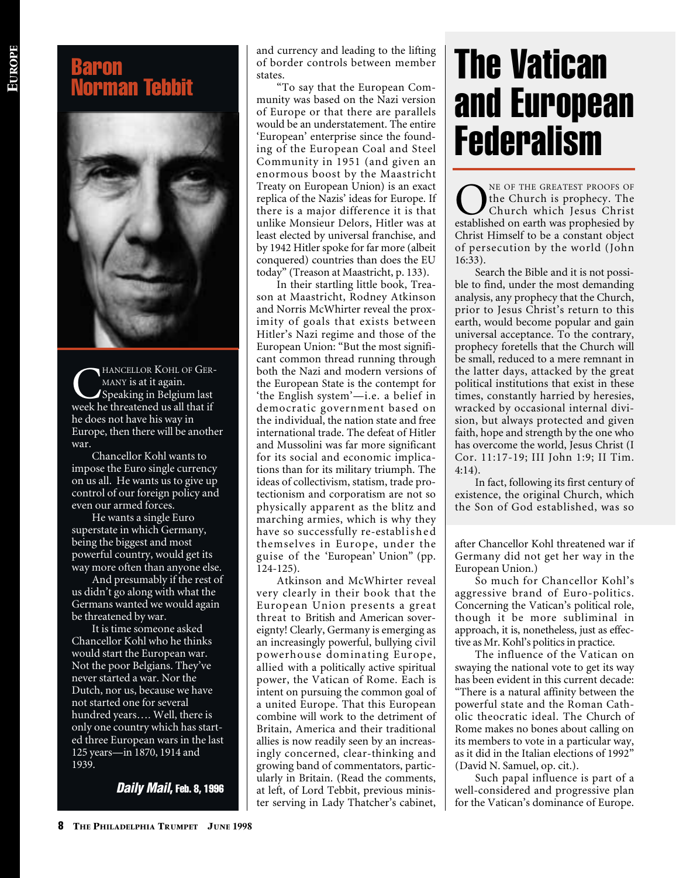## Baron Norman Tebbit

Chancellor Kohl of Germany is at it again. Speaking in Belgium last week he threatened us all that if he does not have his way in Europe, then there will be another war.

Chancellor Kohl wants to impose the Euro single currency on us all. He wants us to give up control of our foreign policy and even our armed forces.

He wants a single Euro superstate in which Germany, being the biggest and most powerful country, would get its way more often than anyone else.

And presumably if the rest of us didn't go along with what the Germans wanted we would again be threatened by war.

It is time someone asked Chancellor Kohl who he thinks would start the European war. Not the poor Belgians. They've never started a war. Nor the Dutch, nor us, because we have not started one for several hundred years…. Well, there is only one country which has started three European wars in the last 125 years—in 1870, 1914 and 1939.

***Daily Mail*, Feb. 8, 1996**

and currency and leading to the lifting of border controls between member states.

"To say that the European Community was based on the Nazi version of Europe or that there are parallels would be an understatement. The entire 'European' enterprise since the founding of the European Coal and Steel Community in 1951 (and given an enormous boost by the Maastricht Treaty on European Union) is an exact replica of the Nazis' ideas for Europe. If there is a major difference it is that unlike Monsieur Delors, Hitler was at least elected by universal franchise, and by 1942 Hitler spoke for far more (albeit conquered) countries than does the EU today" (Treason at Maastricht, p. 133).

In their startling little book, Treason at Maastricht, Rodney Atkinson and Norris McWhirter reveal the proximity of goals that exists between Hitler's Nazi regime and those of the European Union: "But the most significant common thread running through both the Nazi and modern versions of the European State is the contempt for 'the English system'—i.e. a belief in democratic government based on the individual, the nation state and free international trade. The defeat of Hitler and Mussolini was far more significant for its social and economic implications than for its military triumph. The ideas of collectivism, statism, trade protectionism and corporatism are not so physically apparent as the blitz and marching armies, which is why they have so successfully re-established themselves in Europe, under the guise of the 'European' Union" (pp. 124-125).

Atkinson and McWhirter reveal very clearly in their book that the European Union presents a great threat to British and American sovereignty! Clearly, Germany is emerging as an increasingly powerful, bullying civil powerhouse dominating Europe, allied with a politically active spiritual power, the Vatican of Rome. Each is intent on pursuing the common goal of a united Europe. That this European combine will work to the detriment of Britain, America and their traditional allies is now readily seen by an increasingly concerned, clear-thinking and growing band of commentators, particularly in Britain. (Read the comments, at left, of Lord Tebbit, previous minister serving in Lady Thatcher's cabinet, after Chancellor Kohl threatened war if Germany did not get her way in the European Union.)

So much for Chancellor Kohl's aggressive brand of Euro-politics. Concerning the Vatican's political role, though it be more subliminal in approach, it is, nonetheless, just as effective as Mr. Kohl's politics in practice.

The influence of the Vatican on swaying the national vote to get its way has been evident in this current decade: "There is a natural affinity between the powerful state and the Roman Catholic theocratic ideal. The Church of Rome makes no bones about calling on its members to vote in a particular way, as it did in the Italian elections of 1992" (David N. Samuel, op. cit.).

Such papal influence is part of a well-considered and progressive plan for the Vatican's dominance of Europe.

# The Vatican and European Federalism

One of the greatest proofs of the Church is prophecy. The Church which Jesus Christ established on earth was prophesied by Christ Himself to be a constant object of persecution by the world (John 16:33).

Search the Bible and it is not possible to find, under the most demanding analysis, any prophecy that the Church, prior to Jesus Christ's return to this earth, would become popular and gain universal acceptance. To the contrary, prophecy foretells that the Church will be small, reduced to a mere remnant in the latter days, attacked by the great political institutions that exist in these times, constantly harried by heresies, wracked by occasional internal division, but always protected and given faith, hope and strength by the one who has overcome the world, Jesus Christ (I Cor. 11:17-19; III John 1:9; II Tim. 4:14).

In fact, following its first century of existence, the original Church, which the Son of God established, was so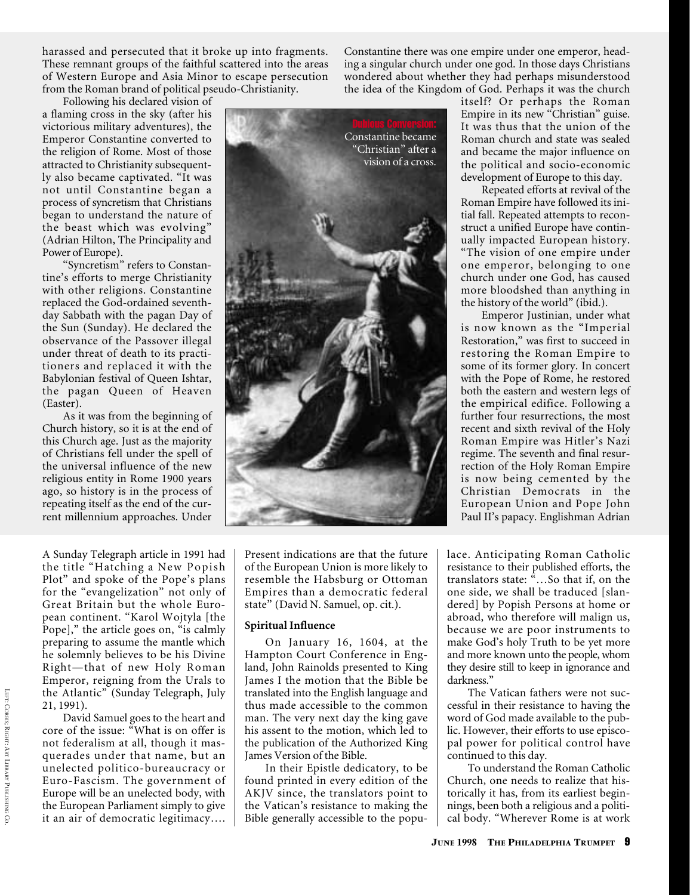harassed and persecuted that it broke up into fragments. These remnant groups of the faithful scattered into the areas of Western Europe and Asia Minor to escape persecution from the Roman brand of political pseudo-Christianity.

Following his declared vision of a flaming cross in the sky (after his victorious military adventures), the Emperor Constantine converted to the religion of Rome. Most of those attracted to Christianity subsequently also became captivated. "It was not until Constantine began a process of syncretism that Christians began to understand the nature of the beast which was evolving" (Adrian Hilton, The Principality and Power of Europe).

"Syncretism" refers to Constantine's efforts to merge Christianity with other religions. Constantine replaced the God-ordained seventh-day Sabbath with the pagan Day of the Sun (Sunday). He declared the observance of the Passover illegal under threat of death to its practitioners and replaced it with the Babylonian festival of Queen Ishtar, the pagan Queen of Heaven (Easter).

As it was from the beginning of Church history, so it is at the end of this Church age. Just as the majority of Christians fell under the spell of the universal influence of the new religious entity in Rome 1900 years ago, so history is in the process of repeating itself as the end of the current millennium approaches. Under Constantine there was one empire under one emperor, heading a singular church under one god. In those days Christians wondered about whether they had perhaps misunderstood the idea of the Kingdom of God. Perhaps it was the church itself? Or perhaps the Roman Empire in its new "Christian" guise. It was thus that the union of the Roman church and state was sealed and became the major influence on the political and socio-economic development of Europe to this day.

**Dubious Conversion:** Constantine became "Christian" after a vision of a cross.

Repeated efforts at revival of the Roman Empire have followed its initial fall. Repeated attempts to reconstruct a unified Europe have continually impacted European history. "The vision of one empire under one emperor, belonging to one church under one God, has caused more bloodshed than anything in the history of the world" (ibid.).

Emperor Justinian, under what is now known as the "Imperial Restoration," was first to succeed in restoring the Roman Empire to some of its former glory. In concert with the Pope of Rome, he restored both the eastern and western legs of the empirical edifice. Following a further four resurrections, the most recent and sixth revival of the Holy Roman Empire was Hitler's Nazi regime. The seventh and final resurrection of the Holy Roman Empire is now being cemented by the Christian Democrats in the European Union and Pope John Paul II's papacy. Englishman Adrian

A Sunday Telegraph article in 1991 had the title "Hatching a New Popish Plot" and spoke of the Pope's plans for the "evangelization" not only of Great Britain but the whole European continent. "Karol Wojtyla [the Pope]," the article goes on, "is calmly preparing to assume the mantle which he solemnly believes to be his Divine Right—that of new Holy Roman Emperor, reigning from the Urals to the Atlantic" (Sunday Telegraph, July 21, 1991).

David Samuel goes to the heart and core of the issue: "What is on offer is not federalism at all, though it masquerades under that name, but an unelected politico-bureaucracy or Euro-Fascism. The government of Europe will be an unelected body, with the European Parliament simply to give it an air of democratic legitimacy…. Present indications are that the future of the European Union is more likely to resemble the Habsburg or Ottoman Empires than a democratic federal state" (David N. Samuel, op. cit.).

### Spiritual Influence

On January 16, 1604, at the Hampton Court Conference in England, John Rainolds presented to King James I the motion that the Bible be translated into the English language and thus made accessible to the common man. The very next day the king gave his assent to the motion, which led to the publication of the Authorized King James Version of the Bible.

In their Epistle dedicatory, to be found printed in every edition of the AKJV since, the translators point to the Vatican's resistance to making the Bible generally accessible to the populace. Anticipating Roman Catholic resistance to their published efforts, the translators state: "…So that if, on the one side, we shall be traduced [slandered] by Popish Persons at home or abroad, who therefore will malign us, because we are poor instruments to make God's holy Truth to be yet more and more known unto the people, whom they desire still to keep in ignorance and darkness."

The Vatican fathers were not successful in their resistance to having the word of God made available to the public. However, their efforts to use episcopal power for political control have continued to this day.

To understand the Roman Catholic Church, one needs to realize that historically it has, from its earliest beginnings, been both a religious and a political body. "Wherever Rome is at work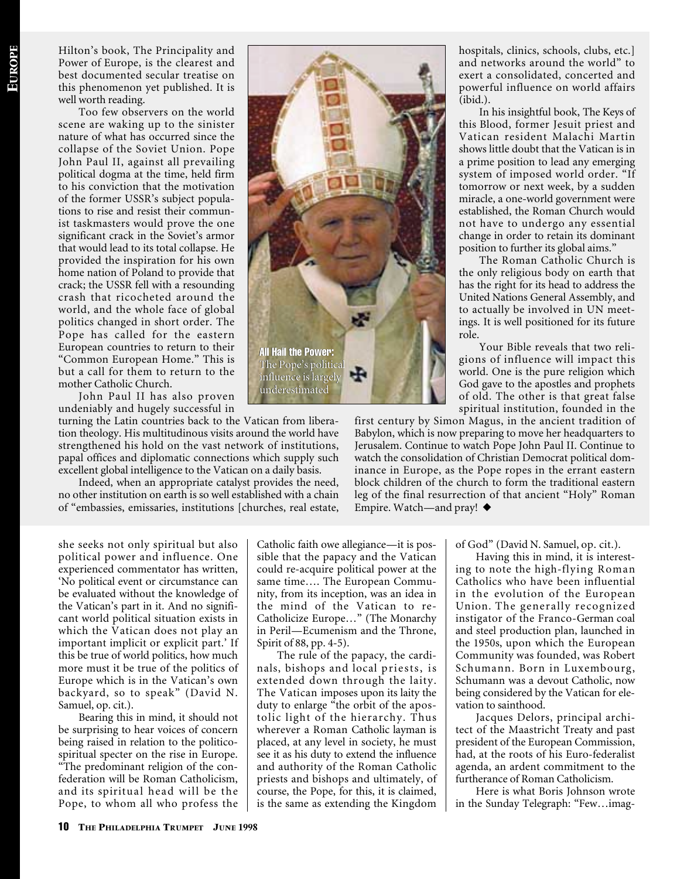Hilton's book, The Principality and Power of Europe, is the clearest and best documented secular treatise on this phenomenon yet published. It is well worth reading.

Too few observers on the world scene are waking up to the sinister nature of what has occurred since the collapse of the Soviet Union. Pope John Paul II, against all prevailing political dogma at the time, held firm to his conviction that the motivation of the former USSR's subject populations to rise and resist their communist taskmasters would prove the one significant crack in the Soviet's armor that would lead to its total collapse. He provided the inspiration for his own home nation of Poland to provide that crack; the USSR fell with a resounding crash that ricocheted around the world, and the whole face of global politics changed in short order. The Pope has called for the eastern European countries to return to their "Common European Home." This is but a call for them to return to the mother Catholic Church.

John Paul II has also proven undeniably and hugely successful in turning the Latin countries back to the Vatican from liberation theology. His multitudinous visits around the world have strengthened his hold on the vast network of institutions, papal offices and diplomatic connections which supply such excellent global intelligence to the Vatican on a daily basis.

Indeed, when an appropriate catalyst provides the need, no other institution on earth is so well established with a chain of "embassies, emissaries, institutions [churches, real estate, hospitals, clinics, schools, clubs, etc.] and networks around the world" to exert a consolidated, concerted and powerful influence on world affairs (ibid.).

**All Hail the Power:** The Pope's political influence is largely underestimated

In his insightful book, The Keys of this Blood, former Jesuit priest and Vatican resident Malachi Martin shows little doubt that the Vatican is in a prime position to lead any emerging system of imposed world order. "If tomorrow or next week, by a sudden miracle, a one-world government were established, the Roman Church would not have to undergo any essential change in order to retain its dominant position to further its global aims."

The Roman Catholic Church is the only religious body on earth that has the right for its head to address the United Nations General Assembly, and to actually be involved in UN meetings. It is well positioned for its future role.

Your Bible reveals that two religions of influence will impact this world. One is the pure religion which God gave to the apostles and prophets of old. The other is that great false spiritual institution, founded in the first century by Simon Magus, in the ancient tradition of Babylon, which is now preparing to move her headquarters to Jerusalem. Continue to watch Pope John Paul II. Continue to watch the consolidation of Christian Democrat political dominance in Europe, as the Pope ropes in the errant eastern block children of the church to form the traditional eastern leg of the final resurrection of that ancient "Holy" Roman Empire. Watch—and pray! ◆

---

she seeks not only spiritual but also political power and influence. One experienced commentator has written, 'No political event or circumstance can be evaluated without the knowledge of the Vatican's part in it. And no significant world political situation exists in which the Vatican does not play an important implicit or explicit part.' If this be true of world politics, how much more must it be true of the politics of Europe which is in the Vatican's own backyard, so to speak" (David N. Samuel, op. cit.).

Bearing this in mind, it should not be surprising to hear voices of concern being raised in relation to the politico-spiritual specter on the rise in Europe. "The predominant religion of the confederation will be Roman Catholicism, and its spiritual head will be the Pope, to whom all who profess the Catholic faith owe allegiance—it is possible that the papacy and the Vatican could re-acquire political power at the same time…. The European Community, from its inception, was an idea in the mind of the Vatican to re-Catholicize Europe…" (The Monarchy in Peril—Ecumenism and the Throne, Spirit of 88, pp. 4-5).

The rule of the papacy, the cardinals, bishops and local priests, is extended down through the laity. The Vatican imposes upon its laity the duty to enlarge "the orbit of the apostolic light of the hierarchy. Thus wherever a Roman Catholic layman is placed, at any level in society, he must see it as his duty to extend the influence and authority of the Roman Catholic priests and bishops and ultimately, of course, the Pope, for this, it is claimed, is the same as extending the Kingdom of God" (David N. Samuel, op. cit.).

Having this in mind, it is interesting to note the high-flying Roman Catholics who have been influential in the evolution of the European Union. The generally recognized instigator of the Franco-German coal and steel production plan, launched in the 1950s, upon which the European Community was founded, was Robert Schumann. Born in Luxembourg, Schumann was a devout Catholic, now being considered by the Vatican for elevation to sainthood.

Jacques Delors, principal architect of the Maastricht Treaty and past president of the European Commission, had, at the roots of his Euro-federalist agenda, an ardent commitment to the furtherance of Roman Catholicism.

Here is what Boris Johnson wrote in the Sunday Telegraph: "Few…imag-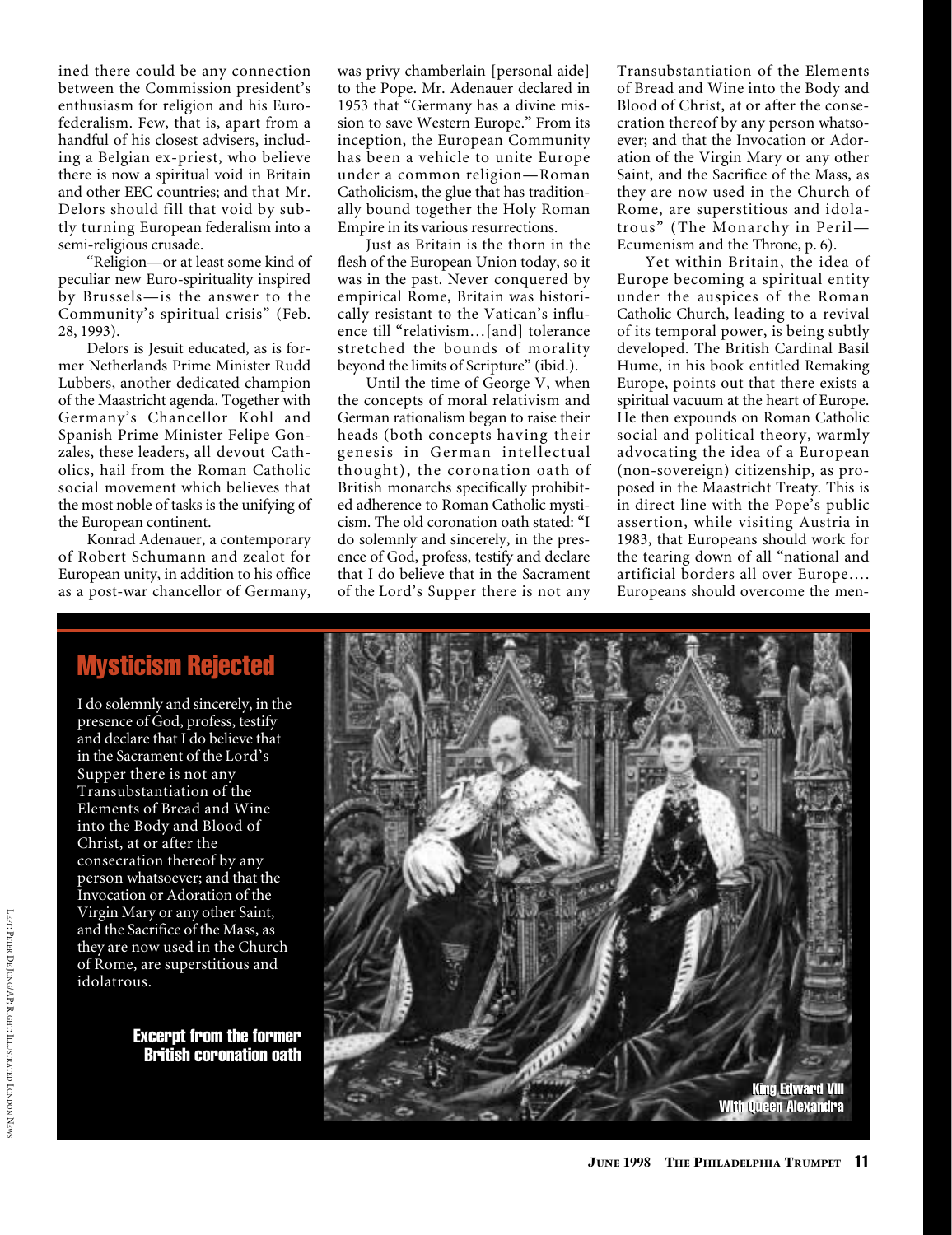ined there could be any connection between the Commission president's enthusiasm for religion and his Euro-federalism. Few, that is, apart from a handful of his closest advisers, including a Belgian ex-priest, who believe there is now a spiritual void in Britain and other EEC countries; and that Mr. Delors should fill that void by subtly turning European federalism into a semi-religious crusade.

"Religion—or at least some kind of peculiar new Euro-spirituality inspired by Brussels—is the answer to the Community's spiritual crisis" (Feb. 28, 1993).

Delors is Jesuit educated, as is former Netherlands Prime Minister Rudd Lubbers, another dedicated champion of the Maastricht agenda. Together with Germany's Chancellor Kohl and Spanish Prime Minister Felipe Gonzales, these leaders, all devout Catholics, hail from the Roman Catholic social movement which believes that the most noble of tasks is the unifying of the European continent.

Konrad Adenauer, a contemporary of Robert Schumann and zealot for European unity, in addition to his office as a post-war chancellor of Germany, was privy chamberlain [personal aide] to the Pope. Mr. Adenauer declared in 1953 that "Germany has a divine mission to save Western Europe." From its inception, the European Community has been a vehicle to unite Europe under a common religion—Roman Catholicism, the glue that has traditionally bound together the Holy Roman Empire in its various resurrections.

Just as Britain is the thorn in the flesh of the European Union today, so it was in the past. Never conquered by empirical Rome, Britain was historically resistant to the Vatican's influence till "relativism…[and] tolerance stretched the bounds of morality beyond the limits of Scripture" (ibid.).

Until the time of George V, when the concepts of moral relativism and German rationalism began to raise their heads (both concepts having their genesis in German intellectual thought), the coronation oath of British monarchs specifically prohibited adherence to Roman Catholic mysticism. The old coronation oath stated: "I do solemnly and sincerely, in the presence of God, profess, testify and declare that I do believe that in the Sacrament of the Lord's Supper there is not any Transubstantiation of the Elements of Bread and Wine into the Body and Blood of Christ, at or after the consecration thereof by any person whatsoever; and that the Invocation or Adoration of the Virgin Mary or any other Saint, and the Sacrifice of the Mass, as they are now used in the Church of Rome, are superstitious and idolatrous" (*The Monarchy in Peril—Ecumenism and the Throne*, p. 6).

Yet within Britain, the idea of Europe becoming a spiritual entity under the auspices of the Roman Catholic Church, leading to a revival of its temporal power, is being subtly developed. The British Cardinal Basil Hume, in his book entitled *Remaking Europe*, points out that there exists a spiritual vacuum at the heart of Europe. He then expounds on Roman Catholic social and political theory, warmly advocating the idea of a European (non-sovereign) citizenship, as proposed in the Maastricht Treaty. This is in direct line with the Pope's public assertion, while visiting Austria in 1983, that Europeans should work for the tearing down of all "national and artificial borders all over Europe…. Europeans should overcome the men-

## Mysticism Rejected

I do solemnly and sincerely, in the presence of God, profess, testify and declare that I do believe that in the Sacrament of the Lord's Supper there is not any Transubstantiation of the Elements of Bread and Wine into the Body and Blood of Christ, at or after the consecration thereof by any person whatsoever; and that the Invocation or Adoration of the Virgin Mary or any other Saint, and the Sacrifice of the Mass, as they are now used in the Church of Rome, are superstitious and idolatrous.

**Excerpt from the former British coronation oath**

King Edward VIII
With Queen Alexandra

Left: Peter De Jong/AP; Right: Illustrated London News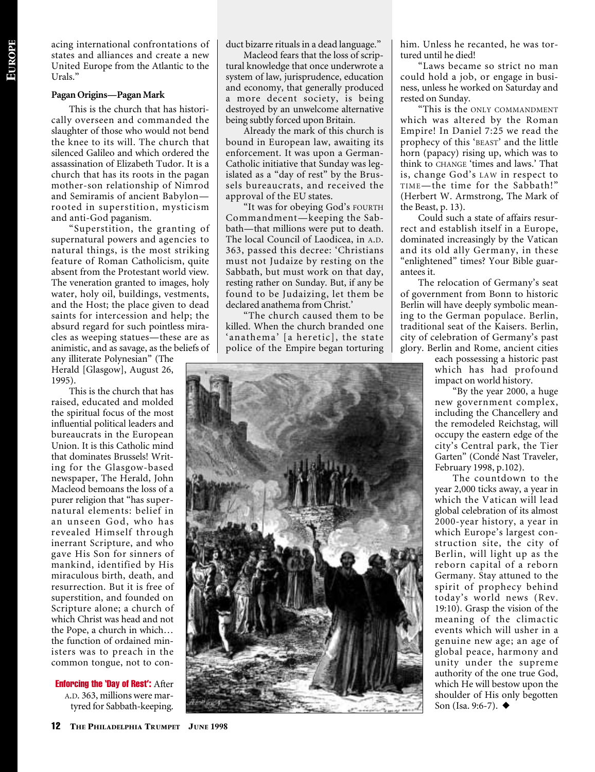acing international confrontations of states and alliances and create a new United Europe from the Atlantic to the Urals."

**Pagan Origins—Pagan Mark**

This is the church that has historically overseen and commanded the slaughter of those who would not bend the knee to its will. The church that silenced Galileo and which ordered the assassination of Elizabeth Tudor. It is a church that has its roots in the pagan mother-son relationship of Nimrod and Semiramis of ancient Babylon—rooted in superstition, mysticism and anti-God paganism.

"Superstition, the granting of supernatural powers and agencies to natural things, is the most striking feature of Roman Catholicism, quite absent from the Protestant world view. The veneration granted to images, holy water, holy oil, buildings, vestments, and the Host; the place given to dead saints for intercession and help; the absurd regard for such pointless miracles as weeping statues—these are as animistic, and as savage, as the beliefs of any illiterate Polynesian" (The Herald [Glasgow], August 26, 1995).

This is the church that has raised, educated and molded the spiritual focus of the most influential political leaders and bureaucrats in the European Union. It is this Catholic mind that dominates Brussels! Writing for the Glasgow-based newspaper, The Herald, John Macleod bemoans the loss of a purer religion that "has supernatural elements: belief in an unseen God, who has revealed Himself through inerrant Scripture, and who gave His Son for sinners of mankind, identified by His miraculous birth, death, and resurrection. But it is free of superstition, and founded on Scripture alone; a church of which Christ was head and not the Pope, a church in which… the function of ordained ministers was to preach in the common tongue, not to conduct bizarre rituals in a dead language."

Macleod fears that the loss of scriptural knowledge that once underwrote a system of law, jurisprudence, education and economy, that generally produced a more decent society, is being destroyed by an unwelcome alternative being subtly forced upon Britain.

Already the mark of this church is bound in European law, awaiting its enforcement. It was upon a German-Catholic initiative that Sunday was legislated as a "day of rest" by the Brussels bureaucrats, and received the approval of the EU states.

"It was for obeying God's FOURTH Commandment—keeping the Sabbath—that millions were put to death. The local Council of Laodicea, in A.D. 363, passed this decree: 'Christians must not Judaize by resting on the Sabbath, but must work on that day, resting rather on Sunday. But, if any be found to be Judaizing, let them be declared anathema from Christ.'

"The church caused them to be killed. When the church branded one 'anathema' [a heretic], the state police of the Empire began torturing him. Unless he recanted, he was tortured until he died!

"Laws became so strict no man could hold a job, or engage in business, unless he worked on Saturday and rested on Sunday.

"This is the ONLY COMMANDMENT which was altered by the Roman Empire! In Daniel 7:25 we read the prophecy of this 'BEAST' and the little horn (papacy) rising up, which was to think to CHANGE 'times and laws.' That is, change God's LAW in respect to TIME—the time for the Sabbath!" (Herbert W. Armstrong, The Mark of the Beast, p. 13).

Could such a state of affairs resurrect and establish itself in a Europe, dominated increasingly by the Vatican and its old ally Germany, in these "enlightened" times? Your Bible guarantees it.

The relocation of Germany's seat of government from Bonn to historic Berlin will have deeply symbolic meaning to the German populace. Berlin, traditional seat of the Kaisers. Berlin, city of celebration of Germany's past glory. Berlin and Rome, ancient cities each possessing a historic past which has had profound impact on world history.

"By the year 2000, a huge new government complex, including the Chancellery and the remodeled Reichstag, will occupy the eastern edge of the city's Central park, the Tier Garten" (Condé Nast Traveler, February 1998, p.102).

The countdown to the year 2,000 ticks away, a year in which the Vatican will lead global celebration of its almost 2000-year history, a year in which Europe's largest construction site, the city of Berlin, will light up as the reborn capital of a reborn Germany. Stay attuned to the spirit of prophecy behind today's world news (Rev. 19:10). Grasp the vision of the meaning of the climactic events which will usher in a genuine new age; an age of global peace, harmony and unity under the supreme authority of the one true God, which He will bestow upon the shoulder of His only begotten Son (Isa. 9:6-7). ◆

**Enforcing the 'Day of Rest':** After A.D. 363, millions were martyred for Sabbath-keeping.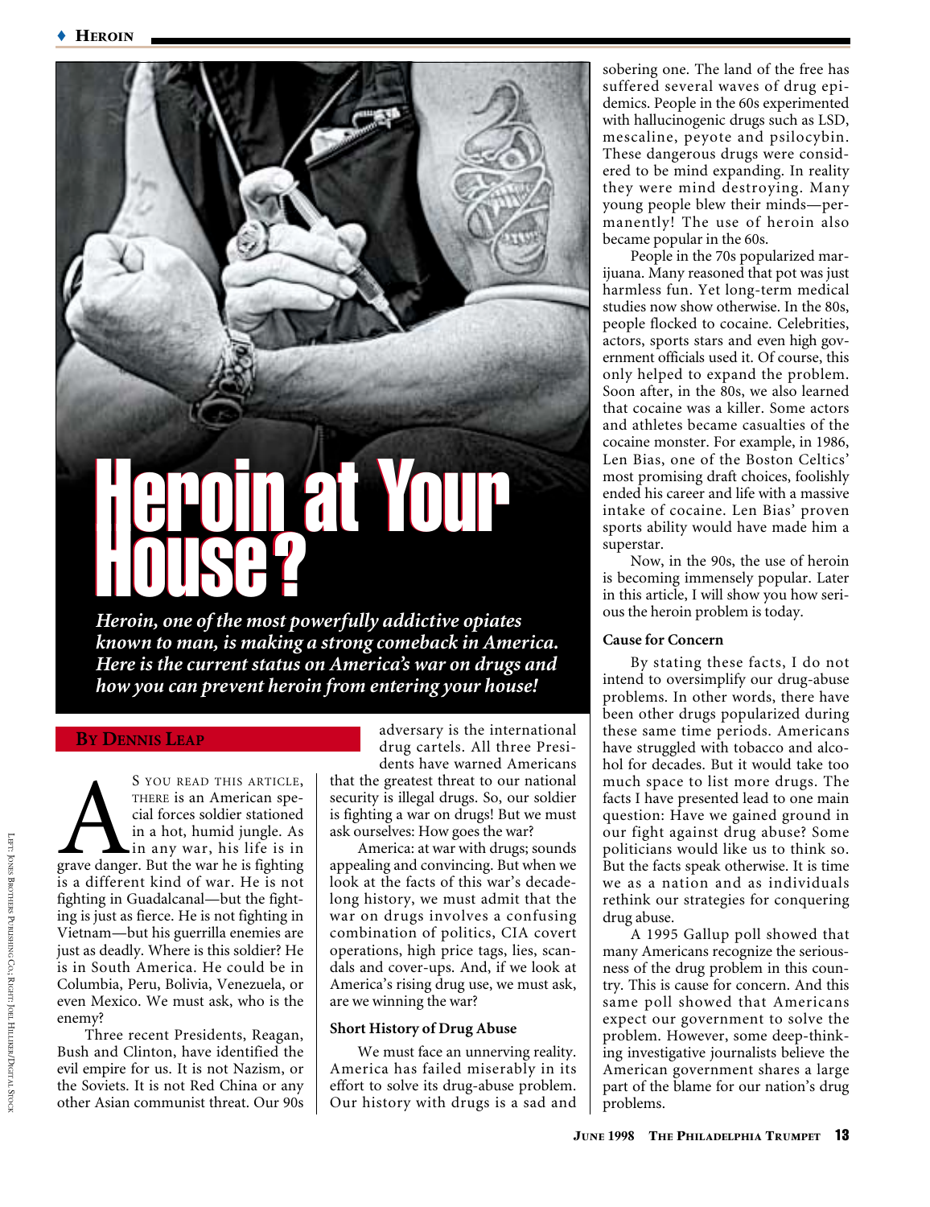# Heroin at Your House?

***Heroin, one of the most powerfully addictive opiates known to man, is making a strong comeback in America. Here is the current status on America's war on drugs and how you can prevent heroin from entering your house!***

**By Dennis Leap**

As you read this article, there is an American special forces soldier stationed in a hot, humid jungle. As in any war, his life is in grave danger. But the war he is fighting is a different kind of war. He is not fighting in Guadalcanal—but the fighting is just as fierce. He is not fighting in Vietnam—but his guerrilla enemies are just as deadly. Where is this soldier? He is in South America. He could be in Columbia, Peru, Bolivia, Venezuela, or even Mexico. We must ask, who is the enemy?

Three recent Presidents, Reagan, Bush and Clinton, have identified the evil empire for us. It is not Nazism, or the Soviets. It is not Red China or any other Asian communist threat. Our 90s adversary is the international drug cartels. All three Presidents have warned Americans that the greatest threat to our national security is illegal drugs. So, our soldier is fighting a war on drugs! But we must ask ourselves: How goes the war?

America: at war with drugs; sounds appealing and convincing. But when we look at the facts of this war's decade-long history, we must admit that the war on drugs involves a confusing combination of politics, CIA covert operations, high price tags, lies, scandals and cover-ups. And, if we look at America's rising drug use, we must ask, are we winning the war?

### Short History of Drug Abuse

We must face an unnerving reality. America has failed miserably in its effort to solve its drug-abuse problem. Our history with drugs is a sad and sobering one. The land of the free has suffered several waves of drug epidemics. People in the 60s experimented with hallucinogenic drugs such as LSD, mescaline, peyote and psilocybin. These dangerous drugs were considered to be mind expanding. In reality they were mind destroying. Many young people blew their minds—permanently! The use of heroin also became popular in the 60s.

People in the 70s popularized marijuana. Many reasoned that pot was just harmless fun. Yet long-term medical studies now show otherwise. In the 80s, people flocked to cocaine. Celebrities, actors, sports stars and even high government officials used it. Of course, this only helped to expand the problem. Soon after, in the 80s, we also learned that cocaine was a killer. Some actors and athletes became casualties of the cocaine monster. For example, in 1986, Len Bias, one of the Boston Celtics' most promising draft choices, foolishly ended his career and life with a massive intake of cocaine. Len Bias' proven sports ability would have made him a superstar.

Now, in the 90s, the use of heroin is becoming immensely popular. Later in this article, I will show you how serious the heroin problem is today.

### Cause for Concern

By stating these facts, I do not intend to oversimplify our drug-abuse problems. In other words, there have been other drugs popularized during these same time periods. Americans have struggled with tobacco and alcohol for decades. But it would take too much space to list more drugs. The facts I have presented lead to one main question: Have we gained ground in our fight against drug abuse? Some politicians would like us to think so. But the facts speak otherwise. It is time we as a nation and as individuals rethink our strategies for conquering drug abuse.

A 1995 Gallup poll showed that many Americans recognize the seriousness of the drug problem in this country. This is cause for concern. And this same poll showed that Americans expect our government to solve the problem. However, some deep-thinking investigative journalists believe the American government shares a large part of the blame for our nation's drug problems.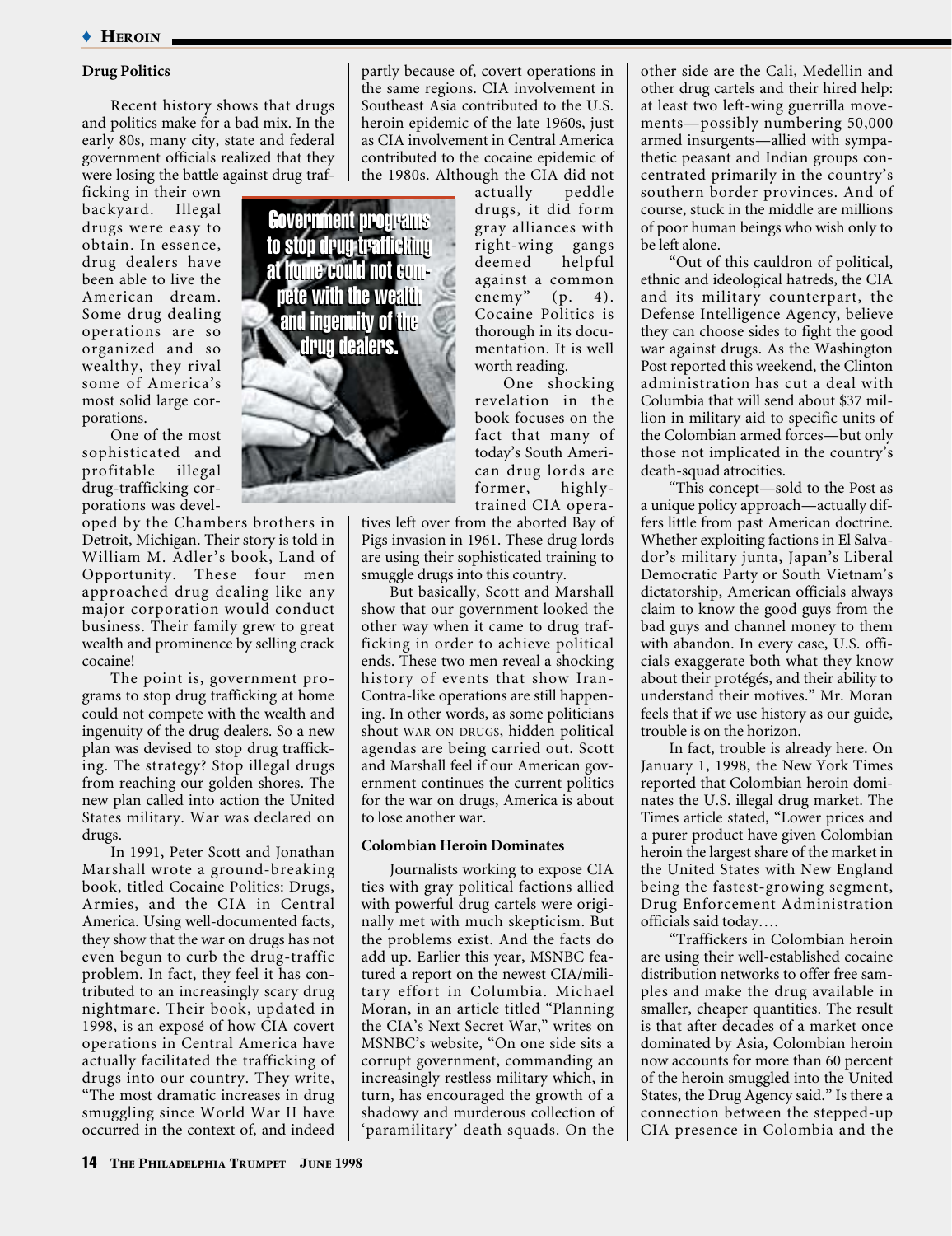## Drug Politics

Recent history shows that drugs and politics make for a bad mix. In the early 80s, many city, state and federal government officials realized that they were losing the battle against drug trafficking in their own backyard. Illegal drugs were easy to obtain. In essence, drug dealers have been able to live the American dream. Some drug dealing operations are so organized and so wealthy, they rival some of America's most solid large corporations.

One of the most sophisticated and profitable illegal drug-trafficking corporations was developed by the Chambers brothers in Detroit, Michigan. Their story is told in William M. Adler's book, Land of Opportunity. These four men approached drug dealing like any major corporation would conduct business. Their family grew to great wealth and prominence by selling crack cocaine!

The point is, government programs to stop drug trafficking at home could not compete with the wealth and ingenuity of the drug dealers. So a new plan was devised to stop drug trafficking. The strategy? Stop illegal drugs from reaching our golden shores. The new plan called into action the United States military. War was declared on drugs.

**Government programs to stop drug trafficking at home could not compete with the wealth and ingenuity of the drug dealers.**

In 1991, Peter Scott and Jonathan Marshall wrote a ground-breaking book, titled Cocaine Politics: Drugs, Armies, and the CIA in Central America. Using well-documented facts, they show that the war on drugs has not even begun to curb the drug-traffic problem. In fact, they feel it has contributed to an increasingly scary drug nightmare. Their book, updated in 1998, is an exposé of how CIA covert operations in Central America have actually facilitated the trafficking of drugs into our country. They write, "The most dramatic increases in drug smuggling since World War II have occurred in the context of, and indeed partly because of, covert operations in the same regions. CIA involvement in Southeast Asia contributed to the U.S. heroin epidemic of the late 1960s, just as CIA involvement in Central America contributed to the cocaine epidemic of the 1980s. Although the CIA did not actually peddle drugs, it did form gray alliances with right-wing gangs deemed helpful against a common enemy" (p. 4). Cocaine Politics is thorough in its documentation. It is well worth reading.

One shocking revelation in the book focuses on the fact that many of today's South American drug lords are former, highly-trained CIA operatives left over from the aborted Bay of Pigs invasion in 1961. These drug lords are using their sophisticated training to smuggle drugs into this country.

But basically, Scott and Marshall show that our government looked the other way when it came to drug trafficking in order to achieve political ends. These two men reveal a shocking history of events that show Iran-Contra-like operations are still happening. In other words, as some politicians shout WAR ON DRUGS, hidden political agendas are being carried out. Scott and Marshall feel if our American government continues the current politics for the war on drugs, America is about to lose another war.

## Colombian Heroin Dominates

Journalists working to expose CIA ties with gray political factions allied with powerful drug cartels were originally met with much skepticism. But the problems exist. And the facts do add up. Earlier this year, MSNBC featured a report on the newest CIA/military effort in Columbia. Michael Moran, in an article titled "Planning the CIA's Next Secret War," writes on MSNBC's website, "On one side sits a corrupt government, commanding an increasingly restless military which, in turn, has encouraged the growth of a shadowy and murderous collection of 'paramilitary' death squads. On the other side are the Cali, Medellin and other drug cartels and their hired help: at least two left-wing guerrilla movements—possibly numbering 50,000 armed insurgents—allied with sympathetic peasant and Indian groups concentrated primarily in the country's southern border provinces. And of course, stuck in the middle are millions of poor human beings who wish only to be left alone.

"Out of this cauldron of political, ethnic and ideological hatreds, the CIA and its military counterpart, the Defense Intelligence Agency, believe they can choose sides to fight the good war against drugs. As the Washington Post reported this weekend, the Clinton administration has cut a deal with Columbia that will send about $37 million in military aid to specific units of the Colombian armed forces—but only those not implicated in the country's death-squad atrocities.

"This concept—sold to the Post as a unique policy approach—actually differs little from past American doctrine. Whether exploiting factions in El Salvador's military junta, Japan's Liberal Democratic Party or South Vietnam's dictatorship, American officials always claim to know the good guys from the bad guys and channel money to them with abandon. In every case, U.S. officials exaggerate both what they know about their protégés, and their ability to understand their motives." Mr. Moran feels that if we use history as our guide, trouble is on the horizon.

In fact, trouble is already here. On January 1, 1998, the New York Times reported that Colombian heroin dominates the U.S. illegal drug market. The Times article stated, "Lower prices and a purer product have given Colombian heroin the largest share of the market in the United States with New England being the fastest-growing segment, Drug Enforcement Administration officials said today….

"Traffickers in Colombian heroin are using their well-established cocaine distribution networks to offer free samples and make the drug available in smaller, cheaper quantities. The result is that after decades of a market once dominated by Asia, Colombian heroin now accounts for more than 60 percent of the heroin smuggled into the United States, the Drug Agency said." Is there a connection between the stepped-up CIA presence in Colombia and the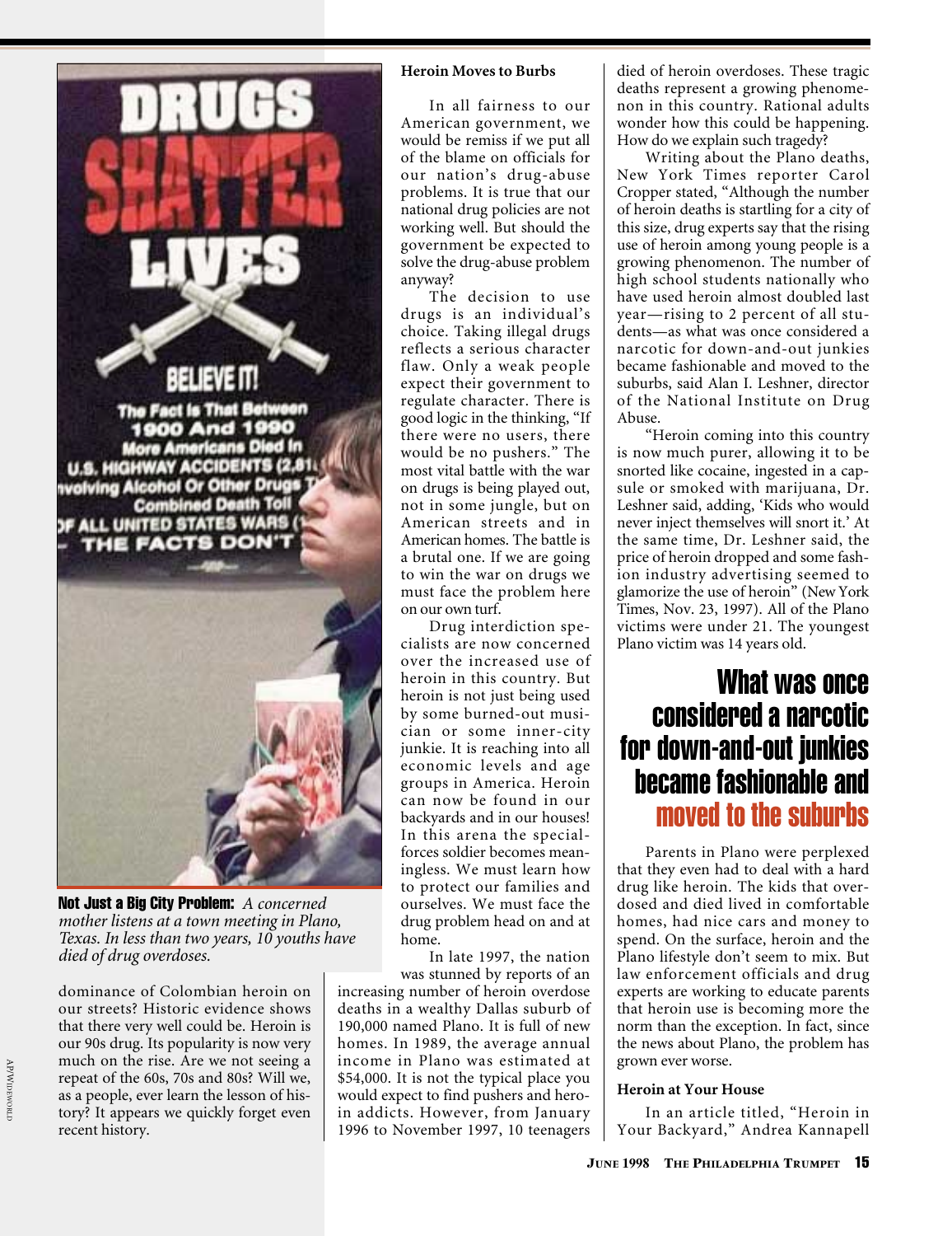**Not Just a Big City Problem:** *A concerned mother listens at a town meeting in Plano, Texas. In less than two years, 10 youths have died of drug overdoses.*

dominance of Colombian heroin on our streets? Historic evidence shows that there very well could be. Heroin is our 90s drug. Its popularity is now very much on the rise. Are we not seeing a repeat of the 60s, 70s and 80s? Will we, as a people, ever learn the lesson of history? It appears we quickly forget even recent history.

### Heroin Moves to Burbs

In all fairness to our American government, we would be remiss if we put all of the blame on officials for our nation's drug-abuse problems. It is true that our national drug policies are not working well. But should the government be expected to solve the drug-abuse problem anyway?

The decision to use drugs is an individual's choice. Taking illegal drugs reflects a serious character flaw. Only a weak people expect their government to regulate character. There is good logic in the thinking, "If there were no users, there would be no pushers." The most vital battle with the war on drugs is being played out, not in some jungle, but on American streets and in American homes. The battle is a brutal one. If we are going to win the war on drugs we must face the problem here on our own turf.

Drug interdiction specialists are now concerned over the increased use of heroin in this country. But heroin is not just being used by some burned-out musician or some inner-city junkie. It is reaching into all economic levels and age groups in America. Heroin can now be found in our backyards and in our houses! In this arena the special-forces soldier becomes meaningless. We must learn how to protect our families and ourselves. We must face the drug problem head on and at home.

In late 1997, the nation was stunned by reports of an increasing number of heroin overdose deaths in a wealthy Dallas suburb of 190,000 named Plano. It is full of new homes. In 1989, the average annual income in Plano was estimated at $54,000. It is not the typical place you would expect to find pushers and heroin addicts. However, from January 1996 to November 1997, 10 teenagers died of heroin overdoses. These tragic deaths represent a growing phenomenon in this country. Rational adults wonder how this could be happening. How do we explain such tragedy?

Writing about the Plano deaths, New York Times reporter Carol Cropper stated, "Although the number of heroin deaths is startling for a city of this size, drug experts say that the rising use of heroin among young people is a growing phenomenon. The number of high school students nationally who have used heroin almost doubled last year—rising to 2 percent of all students—as what was once considered a narcotic for down-and-out junkies became fashionable and moved to the suburbs, said Alan I. Leshner, director of the National Institute on Drug Abuse.

"Heroin coming into this country is now much purer, allowing it to be snorted like cocaine, ingested in a capsule or smoked with marijuana, Dr. Leshner said, adding, 'Kids who would never inject themselves will snort it.' At the same time, Dr. Leshner said, the price of heroin dropped and some fashion industry advertising seemed to glamorize the use of heroin" (New York Times, Nov. 23, 1997). All of the Plano victims were under 21. The youngest Plano victim was 14 years old.

**What was once considered a narcotic for down-and-out junkies became fashionable and moved to the suburbs**

Parents in Plano were perplexed that they even had to deal with a hard drug like heroin. The kids that overdosed and died lived in comfortable homes, had nice cars and money to spend. On the surface, heroin and the Plano lifestyle don't seem to mix. But law enforcement officials and drug experts are working to educate parents that heroin use is becoming more the norm than the exception. In fact, since the news about Plano, the problem has grown ever worse.

### Heroin at Your House

In an article titled, "Heroin in Your Backyard," Andrea Kannapell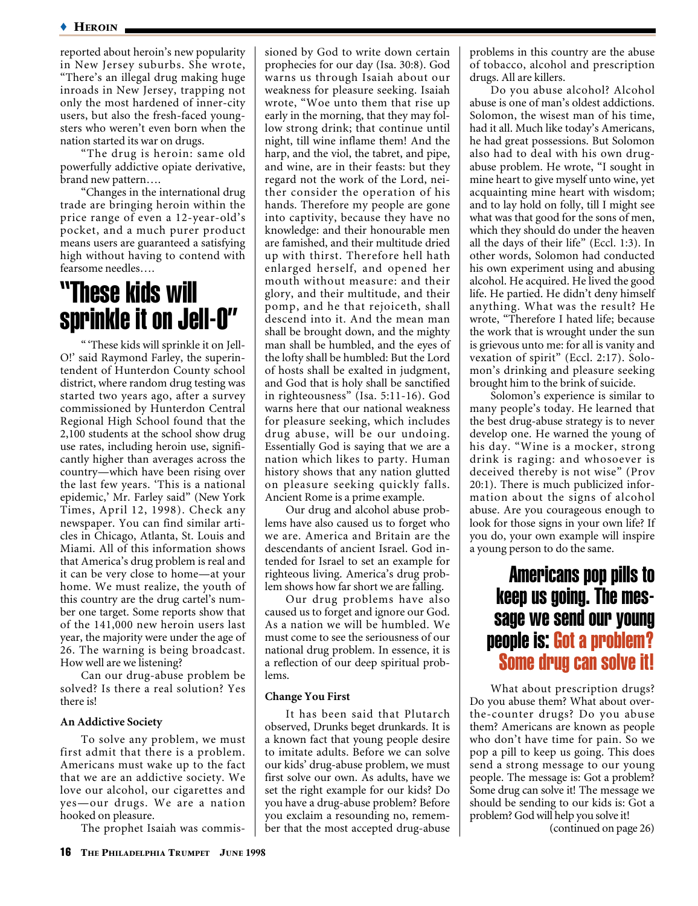reported about heroin's new popularity in New Jersey suburbs. She wrote, "There's an illegal drug making huge inroads in New Jersey, trapping not only the most hardened of inner-city users, but also the fresh-faced youngsters who weren't even born when the nation started its war on drugs.

"The drug is heroin: same old powerfully addictive opiate derivative, brand new pattern….

"Changes in the international drug trade are bringing heroin within the price range of even a 12-year-old's pocket, and a much purer product means users are guaranteed a satisfying high without having to contend with fearsome needles….

## "These kids will sprinkle it on Jell-O"

"'These kids will sprinkle it on Jell-O!' said Raymond Farley, the superintendent of Hunterdon County school district, where random drug testing was started two years ago, after a survey commissioned by Hunterdon Central Regional High School found that the 2,100 students at the school show drug use rates, including heroin use, significantly higher than averages across the country—which have been rising over the last few years. 'This is a national epidemic,' Mr. Farley said" (New York Times, April 12, 1998). Check any newspaper. You can find similar articles in Chicago, Atlanta, St. Louis and Miami. All of this information shows that America's drug problem is real and it can be very close to home—at your home. We must realize, the youth of this country are the drug cartel's number one target. Some reports show that of the 141,000 new heroin users last year, the majority were under the age of 26. The warning is being broadcast. How well are we listening?

Can our drug-abuse problem be solved? Is there a real solution? Yes there is!

### An Addictive Society

To solve any problem, we must first admit that there is a problem. Americans must wake up to the fact that we are an addictive society. We love our alcohol, our cigarettes and yes—our drugs. We are a nation hooked on pleasure.

The prophet Isaiah was commissioned by God to write down certain prophecies for our day (Isa. 30:8). God warns us through Isaiah about our weakness for pleasure seeking. Isaiah wrote, "Woe unto them that rise up early in the morning, that they may follow strong drink; that continue until night, till wine inflame them! And the harp, and the viol, the tabret, and pipe, and wine, are in their feasts: but they regard not the work of the Lord, neither consider the operation of his hands. Therefore my people are gone into captivity, because they have no knowledge: and their honourable men are famished, and their multitude dried up with thirst. Therefore hell hath enlarged herself, and opened her mouth without measure: and their glory, and their multitude, and their pomp, and he that rejoiceth, shall descend into it. And the mean man shall be brought down, and the mighty man shall be humbled, and the eyes of the lofty shall be humbled: But the Lord of hosts shall be exalted in judgment, and God that is holy shall be sanctified in righteousness" (Isa. 5:11-16). God warns here that our national weakness for pleasure seeking, which includes drug abuse, will be our undoing. Essentially God is saying that we are a nation which likes to party. Human history shows that any nation glutted on pleasure seeking quickly falls. Ancient Rome is a prime example.

Our drug and alcohol abuse problems have also caused us to forget who we are. America and Britain are the descendants of ancient Israel. God intended for Israel to set an example for righteous living. America's drug problem shows how far short we are falling.

Our drug problems have also caused us to forget and ignore our God. As a nation we will be humbled. We must come to see the seriousness of our national drug problem. In essence, it is a reflection of our deep spiritual problems.

### Change You First

It has been said that Plutarch observed, Drunks beget drunkards. It is a known fact that young people desire to imitate adults. Before we can solve our kids' drug-abuse problem, we must first solve our own. As adults, have we set the right example for our kids? Do you have a drug-abuse problem? Before you exclaim a resounding no, remember that the most accepted drug-abuse problems in this country are the abuse of tobacco, alcohol and prescription drugs. All are killers.

Do you abuse alcohol? Alcohol abuse is one of man's oldest addictions. Solomon, the wisest man of his time, had it all. Much like today's Americans, he had great possessions. But Solomon also had to deal with his own drug-abuse problem. He wrote, "I sought in mine heart to give myself unto wine, yet acquainting mine heart with wisdom; and to lay hold on folly, till I might see what was that good for the sons of men, which they should do under the heaven all the days of their life" (Eccl. 1:3). In other words, Solomon had conducted his own experiment using and abusing alcohol. He acquired. He lived the good life. He partied. He didn't deny himself anything. What was the result? He wrote, "Therefore I hated life; because the work that is wrought under the sun is grievous unto me: for all is vanity and vexation of spirit" (Eccl. 2:17). Solomon's drinking and pleasure seeking brought him to the brink of suicide.

Solomon's experience is similar to many people's today. He learned that the best drug-abuse strategy is to never develop one. He warned the young of his day. "Wine is a mocker, strong drink is raging: and whosoever is deceived thereby is not wise" (Prov 20:1). There is much publicized information about the signs of alcohol abuse. Are you courageous enough to look for those signs in your own life? If you do, your own example will inspire a young person to do the same.

## Americans pop pills to keep us going. The message we send our young people is: Got a problem? Some drug can solve it!

What about prescription drugs? Do you abuse them? What about over-the-counter drugs? Do you abuse them? Americans are known as people who don't have time for pain. So we pop a pill to keep us going. This does send a strong message to our young people. The message is: Got a problem? Some drug can solve it! The message we should be sending to our kids is: Got a problem? God will help you solve it!

(continued on page 26)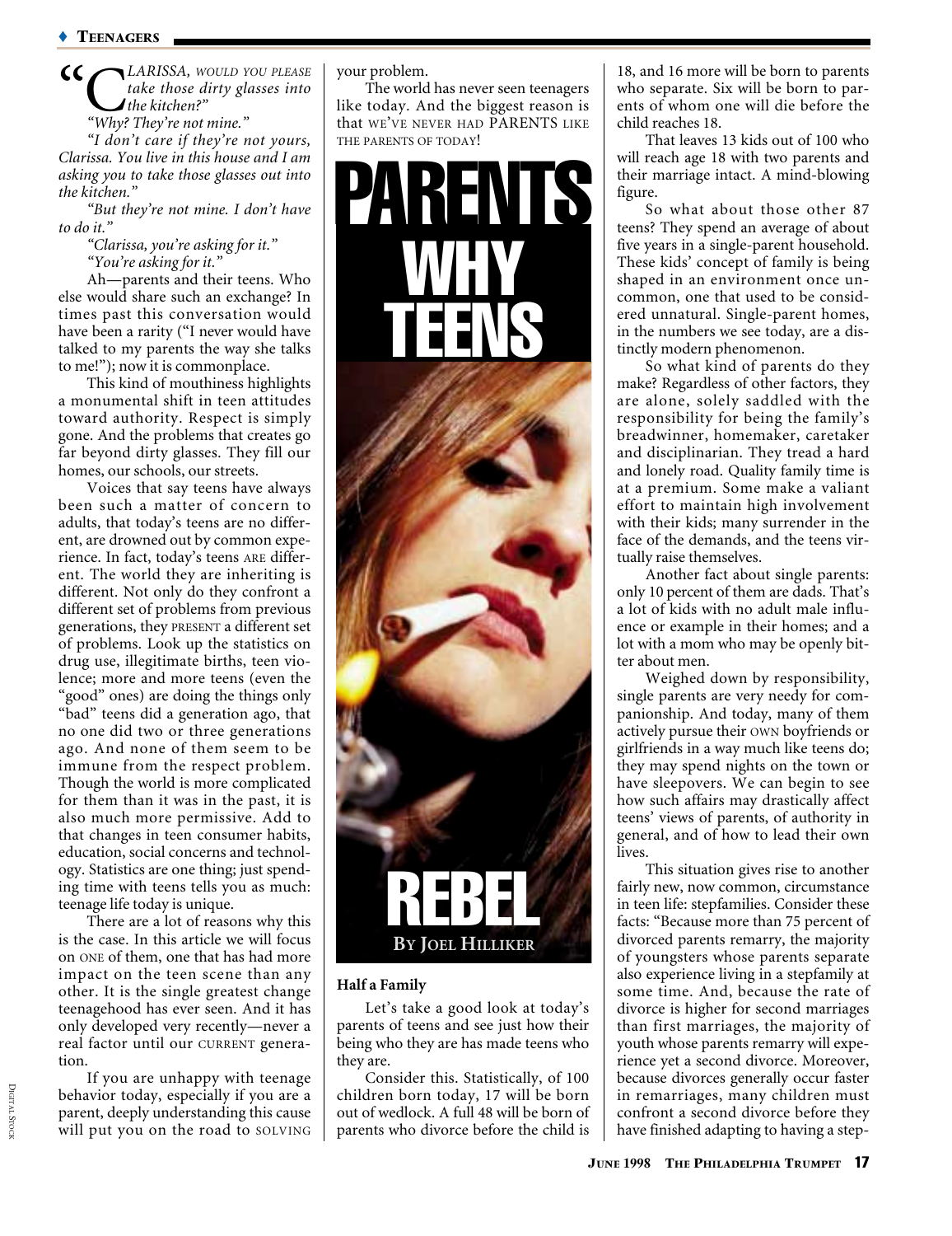# PARENTS WHY TEENS REBEL

**By Joel Hilliker**

*"CLARISSA, would you please take those dirty glasses into the kitchen?"*

*"Why? They're not mine."*

*"I don't care if they're not yours, Clarissa. You live in this house and I am asking you to take those glasses out into the kitchen."*

*"But they're not mine. I don't have to do it."*

*"Clarissa, you're asking for it."*

*"You're asking for it."*

Ah—parents and their teens. Who else would share such an exchange? In times past this conversation would have been a rarity ("I never would have talked to my parents the way she talks to me!"); now it is commonplace.

This kind of mouthiness highlights a monumental shift in teen attitudes toward authority. Respect is simply gone. And the problems that creates go far beyond dirty glasses. They fill our homes, our schools, our streets.

Voices that say teens have always been such a matter of concern to adults, that today's teens are no different, are drowned out by common experience. In fact, today's teens ARE different. The world they are inheriting is different. Not only do they confront a different set of problems from previous generations, they PRESENT a different set of problems. Look up the statistics on drug use, illegitimate births, teen violence; more and more teens (even the "good" ones) are doing the things only "bad" teens did a generation ago, that no one did two or three generations ago. And none of them seem to be immune from the respect problem. Though the world is more complicated for them than it was in the past, it is also much more permissive. Add to that changes in teen consumer habits, education, social concerns and technology. Statistics are one thing; just spending time with teens tells you as much: teenage life today is unique.

There are a lot of reasons why this is the case. In this article we will focus on ONE of them, one that has had more impact on the teen scene than any other. It is the single greatest change teenagehood has ever seen. And it has only developed very recently—never a real factor until our CURRENT generation.

If you are unhappy with teenage behavior today, especially if you are a parent, deeply understanding this cause will put you on the road to SOLVING your problem.

The world has never seen teenagers like today. And the biggest reason is that WE'VE NEVER HAD PARENTS LIKE THE PARENTS OF TODAY!

## Half a Family

Let's take a good look at today's parents of teens and see just how their being who they are has made teens who they are.

Consider this. Statistically, of 100 children born today, 17 will be born out of wedlock. A full 48 will be born of parents who divorce before the child is 18, and 16 more will be born to parents who separate. Six will be born to parents of whom one will die before the child reaches 18.

That leaves 13 kids out of 100 who will reach age 18 with two parents and their marriage intact. A mind-blowing figure.

So what about those other 87 teens? They spend an average of about five years in a single-parent household. These kids' concept of family is being shaped in an environment once uncommon, one that used to be considered unnatural. Single-parent homes, in the numbers we see today, are a distinctly modern phenomenon.

So what kind of parents do they make? Regardless of other factors, they are alone, solely saddled with the responsibility for being the family's breadwinner, homemaker, caretaker and disciplinarian. They tread a hard and lonely road. Quality family time is at a premium. Some make a valiant effort to maintain high involvement with their kids; many surrender in the face of the demands, and the teens virtually raise themselves.

Another fact about single parents: only 10 percent of them are dads. That's a lot of kids with no adult male influence or example in their homes; and a lot with a mom who may be openly bitter about men.

Weighed down by responsibility, single parents are very needy for companionship. And today, many of them actively pursue their OWN boyfriends or girlfriends in a way much like teens do; they may spend nights on the town or have sleepovers. We can begin to see how such affairs may drastically affect teens' views of parents, of authority in general, and of how to lead their own lives.

This situation gives rise to another fairly new, now common, circumstance in teen life: stepfamilies. Consider these facts: "Because more than 75 percent of divorced parents remarry, the majority of youngsters whose parents separate also experience living in a stepfamily at some time. And, because the rate of divorce is higher for second marriages than first marriages, the majority of youth whose parents remarry will experience yet a second divorce. Moreover, because divorces generally occur faster in remarriages, many children must confront a second divorce before they have finished adapting to having a step-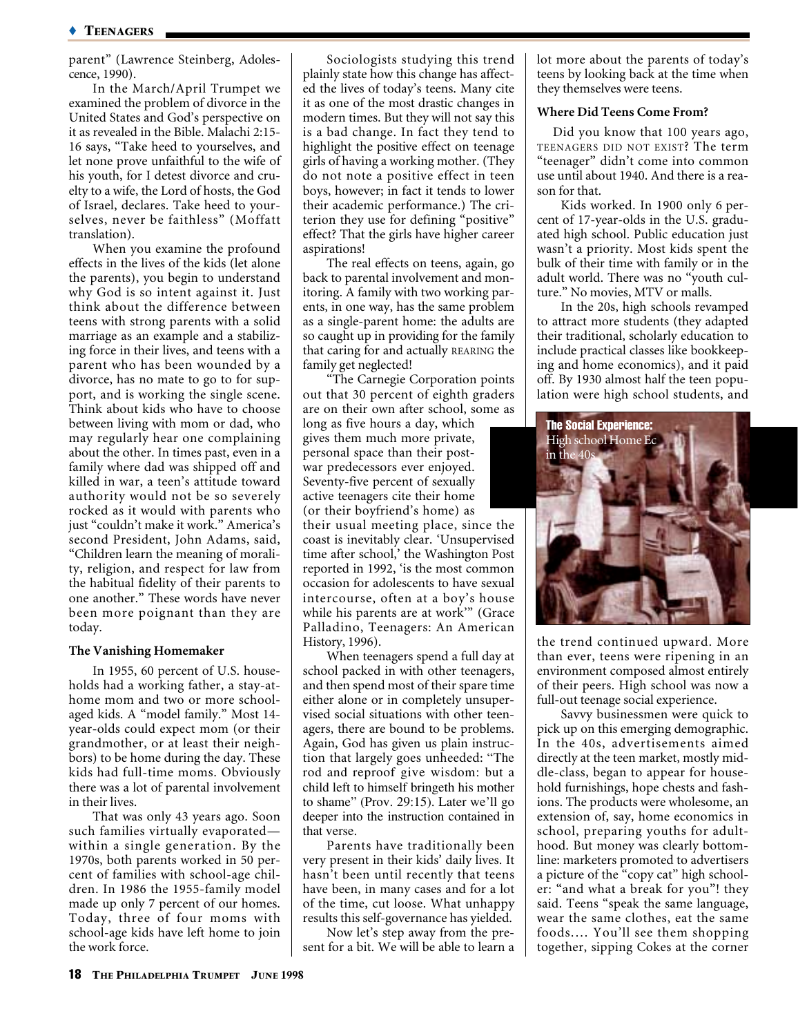parent" (Lawrence Steinberg, Adolescence, 1990).

In the March/April Trumpet we examined the problem of divorce in the United States and God's perspective on it as revealed in the Bible. Malachi 2:15-16 says, "Take heed to yourselves, and let none prove unfaithful to the wife of his youth, for I detest divorce and cruelty to a wife, the Lord of hosts, the God of Israel, declares. Take heed to yourselves, never be faithless" (Moffatt translation).

When you examine the profound effects in the lives of the kids (let alone the parents), you begin to understand why God is so intent against it. Just think about the difference between teens with strong parents with a solid marriage as an example and a stabilizing force in their lives, and teens with a parent who has been wounded by a divorce, has no mate to go to for support, and is working the single scene. Think about kids who have to choose between living with mom or dad, who may regularly hear one complaining about the other. In times past, even in a family where dad was shipped off and killed in war, a teen's attitude toward authority would not be so severely rocked as it would with parents who just "couldn't make it work." America's second President, John Adams, said, "Children learn the meaning of morality, religion, and respect for law from the habitual fidelity of their parents to one another." These words have never been more poignant than they are today.

### The Vanishing Homemaker

In 1955, 60 percent of U.S. households had a working father, a stay-at-home mom and two or more school-aged kids. A "model family." Most 14-year-olds could expect mom (or their grandmother, or at least their neighbors) to be home during the day. These kids had full-time moms. Obviously there was a lot of parental involvement in their lives.

That was only 43 years ago. Soon such families virtually evaporated—within a single generation. By the 1970s, both parents worked in 50 percent of families with school-age children. In 1986 the 1955-family model made up only 7 percent of our homes. Today, three of four moms with school-age kids have left home to join the work force.

Sociologists studying this trend plainly state how this change has affected the lives of today's teens. Many cite it as one of the most drastic changes in modern times. But they will not say this is a bad change. In fact they tend to highlight the positive effect on teenage girls of having a working mother. (They do not note a positive effect in teen boys, however; in fact it tends to lower their academic performance.) The criterion they use for defining "positive" effect? That the girls have higher career aspirations!

The real effects on teens, again, go back to parental involvement and monitoring. A family with two working parents, in one way, has the same problem as a single-parent home: the adults are so caught up in providing for the family that caring for and actually REARING the family get neglected!

"The Carnegie Corporation points out that 30 percent of eighth graders are on their own after school, some as long as five hours a day, which gives them much more private, personal space than their post-war predecessors ever enjoyed. Seventy-five percent of sexually active teenagers cite their home (or their boyfriend's home) as their usual meeting place, since the coast is inevitably clear. 'Unsupervised time after school,' the Washington Post reported in 1992, 'is the most common occasion for adolescents to have sexual intercourse, often at a boy's house while his parents are at work'" (Grace Palladino, Teenagers: An American History, 1996).

When teenagers spend a full day at school packed in with other teenagers, and then spend most of their spare time either alone or in completely unsupervised social situations with other teenagers, there are bound to be problems. Again, God has given us plain instruction that largely goes unheeded: "The rod and reproof give wisdom: but a child left to himself bringeth his mother to shame" (Prov. 29:15). Later we'll go deeper into the instruction contained in that verse.

Parents have traditionally been very present in their kids' daily lives. It hasn't been until recently that teens have been, in many cases and for a lot of the time, cut loose. What unhappy results this self-governance has yielded.

Now let's step away from the present for a bit. We will be able to learn a lot more about the parents of today's teens by looking back at the time when they themselves were teens.

### Where Did Teens Come From?

Did you know that 100 years ago, TEENAGERS DID NOT EXIST? The term "teenager" didn't come into common use until about 1940. And there is a reason for that.

Kids worked. In 1900 only 6 percent of 17-year-olds in the U.S. graduated high school. Public education just wasn't a priority. Most kids spent the bulk of their time with family or in the adult world. There was no "youth culture." No movies, MTV or malls.

In the 20s, high schools revamped to attract more students (they adapted their traditional, scholarly education to include practical classes like bookkeeping and home economics), and it paid off. By 1930 almost half the teen population were high school students, and the trend continued upward. More than ever, teens were ripening in an environment composed almost entirely of their peers. High school was now a full-out teenage social experience.

**The Social Experience:** High school Home Ec in the 40s

Savvy businessmen were quick to pick up on this emerging demographic. In the 40s, advertisements aimed directly at the teen market, mostly middle-class, began to appear for household furnishings, hope chests and fashions. The products were wholesome, an extension of, say, home economics in school, preparing youths for adulthood. But money was clearly bottom-line: marketers promoted to advertisers a picture of the "copy cat" high schooler: "and what a break for you"! they said. Teens "speak the same language, wear the same clothes, eat the same foods.... You'll see them shopping together, sipping Cokes at the corner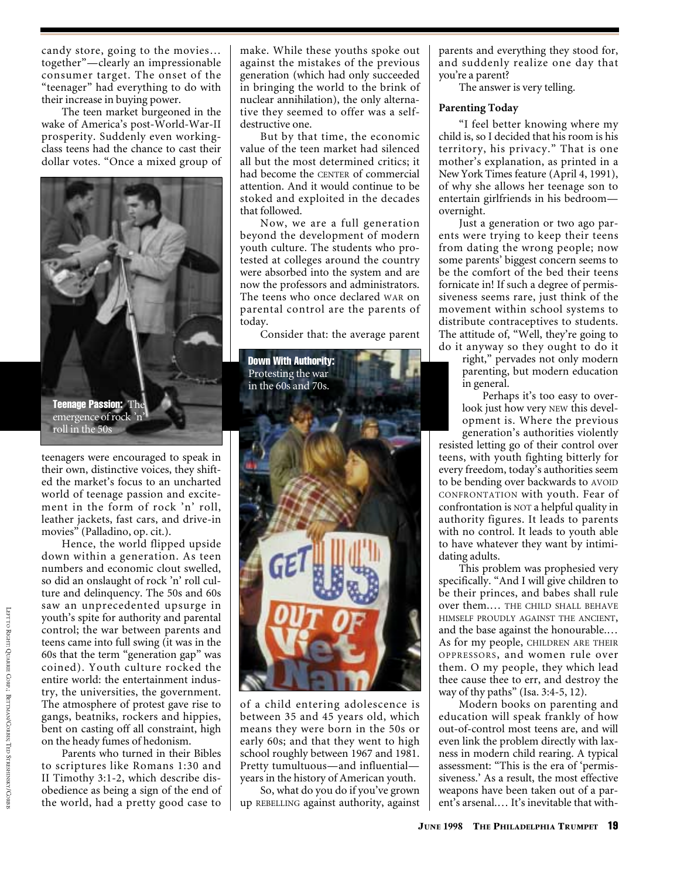candy store, going to the movies... together"—clearly an impressionable consumer target. The onset of the "teenager" had everything to do with their increase in buying power.

The teen market burgeoned in the wake of America's post-World-War-II prosperity. Suddenly even working-class teens had the chance to cast their dollar votes. "Once a mixed group of teenagers were encouraged to speak in their own, distinctive voices, they shifted the market's focus to an uncharted world of teenage passion and excitement in the form of rock 'n' roll, leather jackets, fast cars, and drive-in movies" (Palladino, op. cit.).

**Teenage Passion:** The emergence of rock 'n' roll in the 50s

Hence, the world flipped upside down within a generation. As teen numbers and economic clout swelled, so did an onslaught of rock 'n' roll culture and delinquency. The 50s and 60s saw an unprecedented upsurge in youth's spite for authority and parental control; the war between parents and teens came into full swing (it was in the 60s that the term "generation gap" was coined). Youth culture rocked the entire world: the entertainment industry, the universities, the government. The atmosphere of protest gave rise to gangs, beatniks, rockers and hippies, bent on casting off all constraint, high on the heady fumes of hedonism.

Parents who turned in their Bibles to scriptures like Romans 1:30 and II Timothy 3:1-2, which describe disobedience as being a sign of the end of the world, had a pretty good case to make. While these youths spoke out against the mistakes of the previous generation (which had only succeeded in bringing the world to the brink of nuclear annihilation), the only alternative they seemed to offer was a self-destructive one.

But by that time, the economic value of the teen market had silenced all but the most determined critics; it had become the CENTER of commercial attention. And it would continue to be stoked and exploited in the decades that followed.

Now, we are a full generation beyond the development of modern youth culture. The students who protested at colleges around the country were absorbed into the system and are now the professors and administrators. The teens who once declared WAR on parental control are the parents of today.

Consider that: the average parent of a child entering adolescence is between 35 and 45 years old, which means they were born in the 50s or early 60s; and that they went to high school roughly between 1967 and 1981. Pretty tumultuous—and influential—years in the history of American youth.

**Down With Authority:** Protesting the war in the 60s and 70s.

So, what do you do if you've grown up REBELLING against authority, against parents and everything they stood for, and suddenly realize one day that you're a parent?

The answer is very telling.

**Parenting Today**

"I feel better knowing where my child is, so I decided that his room is his territory, his privacy." That is one mother's explanation, as printed in a New York Times feature (April 4, 1991), of why she allows her teenage son to entertain girlfriends in his bedroom—overnight.

Just a generation or two ago parents were trying to keep their teens from dating the wrong people; now some parents' biggest concern seems to be the comfort of the bed their teens fornicate in! If such a degree of permissiveness seems rare, just think of the movement within school systems to distribute contraceptives to students. The attitude of, "Well, they're going to do it anyway so they ought to do it right," pervades not only modern parenting, but modern education in general.

Perhaps it's too easy to overlook just how very NEW this development is. Where the previous generation's authorities violently resisted letting go of their control over teens, with youth fighting bitterly for every freedom, today's authorities seem to be bending over backwards to AVOID CONFRONTATION with youth. Fear of confrontation is NOT a helpful quality in authority figures. It leads to parents with no control. It leads to youth able to have whatever they want by intimidating adults.

This problem was prophesied very specifically. "And I will give children to be their princes, and babes shall rule over them.... THE CHILD SHALL BEHAVE HIMSELF PROUDLY AGAINST THE ANCIENT, and the base against the honourable.... As for my people, CHILDREN ARE THEIR OPPRESSORS, and women rule over them. O my people, they which lead thee cause thee to err, and destroy the way of thy paths" (Isa. 3:4-5, 12).

Modern books on parenting and education will speak frankly of how out-of-control most teens are, and will even link the problem directly with laxness in modern child rearing. A typical assessment: "This is the era of 'permissiveness.' As a result, the most effective weapons have been taken out of a parent's arsenal.... It's inevitable that with-

LEFT TO RIGHT: QUARRIE CORP.; BETTMAN/CORBIS; TED STRESHINSKY/CORBIS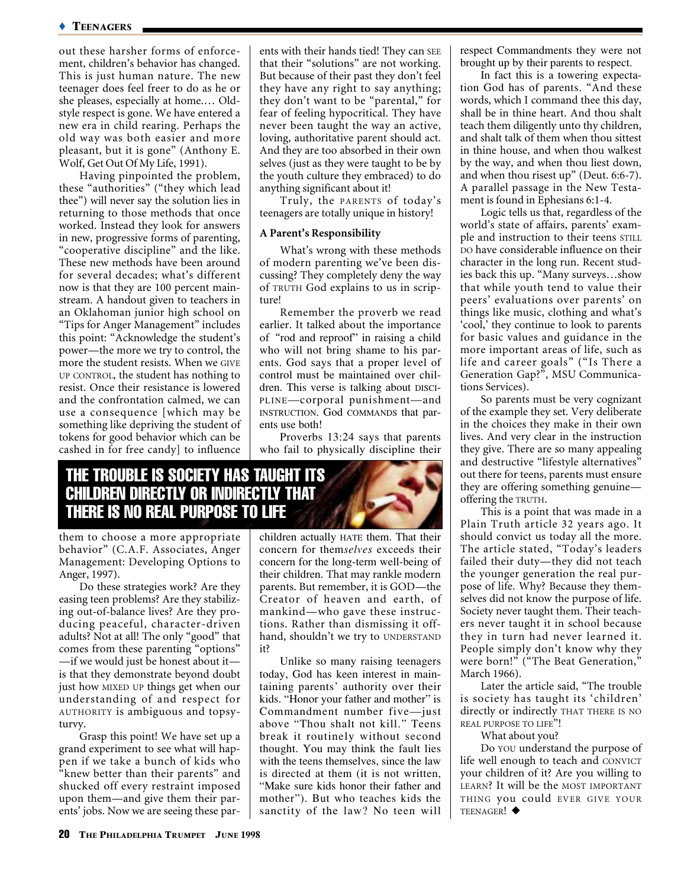out these harsher forms of enforcement, children's behavior has changed. This is just human nature. The new teenager does feel freer to do as he or she pleases, especially at home.… Old-style respect is gone. We have entered a new era in child rearing. Perhaps the old way was both easier and more pleasant, but it is gone" (Anthony E. Wolf, Get Out Of My Life, 1991).

Having pinpointed the problem, these "authorities" ("they which lead thee") will never say the solution lies in returning to those methods that once worked. Instead they look for answers in new, progressive forms of parenting, "cooperative discipline" and the like. These new methods have been around for several decades; what's different now is that they are 100 percent mainstream. A handout given to teachers in an Oklahoman junior high school on "Tips for Anger Management" includes this point: "Acknowledge the student's power—the more we try to control, the more the student resists. When we GIVE UP CONTROL, the student has nothing to resist. Once their resistance is lowered and the confrontation calmed, we can use a consequence [which may be something like depriving the student of tokens for good behavior which can be cashed in for free candy] to influence them to choose a more appropriate behavior" (C.A.F. Associates, Anger Management: Developing Options to Anger, 1997).

Do these strategies work? Are they easing teen problems? Are they stabilizing out-of-balance lives? Are they producing peaceful, character-driven adults? Not at all! The only "good" that comes from these parenting "options"—if we would just be honest about it—is that they demonstrate beyond doubt just how MIXED UP things get when our understanding of and respect for AUTHORITY is ambiguous and topsy-turvy.

Grasp this point! We have set up a grand experiment to see what will happen if we take a bunch of kids who "knew better than their parents" and shucked off every restraint imposed upon them—and give them their parents' jobs. Now we are seeing these parents with their hands tied! They can SEE that their "solutions" are not working. But because of their past they don't feel they have any right to say anything; they don't want to be "parental," for fear of feeling hypocritical. They have never been taught the way an active, loving, authoritative parent should act. And they are too absorbed in their own selves (just as they were taught to be by the youth culture they embraced) to do anything significant about it!

Truly, the PARENTS of today's teenagers are totally unique in history!

**A Parent's Responsibility**

What's wrong with these methods of modern parenting we've been discussing? They completely deny the way of TRUTH God explains to us in scripture!

Remember the proverb we read earlier. It talked about the importance of "rod and reproof" in raising a child who will not bring shame to his parents. God says that a proper level of control must be maintained over children. This verse is talking about DISCIPLINE—corporal punishment—and INSTRUCTION. God COMMANDS that parents use both!

Proverbs 13:24 says that parents who fail to physically discipline their children actually HATE them. That their concern for them*selves* exceeds their concern for the long-term well-being of their children. That may rankle modern parents. But remember, it is GOD—the Creator of heaven and earth, of mankind—who gave these instructions. Rather than dismissing it offhand, shouldn't we try to UNDERSTAND it?

**THE TROUBLE IS SOCIETY HAS TAUGHT ITS CHILDREN DIRECTLY OR INDIRECTLY THAT THERE IS NO REAL PURPOSE TO LIFE**

Unlike so many raising teenagers today, God has keen interest in maintaining parents' authority over their kids. "Honor your father and mother" is Commandment number five—just above "Thou shalt not kill." Teens break it routinely without second thought. You may think the fault lies with the teens themselves, since the law is directed at them (it is not written, "Make sure kids honor their father and mother"). But who teaches kids the sanctity of the law? No teen will respect Commandments they were not brought up by their parents to respect.

In fact this is a towering expectation God has of parents. "And these words, which I command thee this day, shall be in thine heart. And thou shalt teach them diligently unto thy children, and shalt talk of them when thou sittest in thine house, and when thou walkest by the way, and when thou liest down, and when thou risest up" (Deut. 6:6-7). A parallel passage in the New Testament is found in Ephesians 6:1-4.

Logic tells us that, regardless of the world's state of affairs, parents' example and instruction to their teens STILL DO have considerable influence on their character in the long run. Recent studies back this up. "Many surveys…show that while youth tend to value their peers' evaluations over parents' on things like music, clothing and what's 'cool,' they continue to look to parents for basic values and guidance in the more important areas of life, such as life and career goals" ("Is There a Generation Gap?", MSU Communications Services).

So parents must be very cognizant of the example they set. Very deliberate in the choices they make in their own lives. And very clear in the instruction they give. There are so many appealing and destructive "lifestyle alternatives" out there for teens, parents must ensure they are offering something genuine—offering the TRUTH.

This is a point that was made in a Plain Truth article 32 years ago. It should convict us today all the more. The article stated, "Today's leaders failed their duty—they did not teach the younger generation the real purpose of life. Why? Because they themselves did not know the purpose of life. Society never taught them. Their teachers never taught it in school because they in turn had never learned it. People simply don't know why they were born!" ("The Beat Generation," March 1966).

Later the article said, "The trouble is society has taught its 'children' directly or indirectly THAT THERE IS NO REAL PURPOSE TO LIFE"!

What about you?

Do YOU understand the purpose of life well enough to teach and CONVICT your children of it? Are you willing to LEARN? It will be the MOST IMPORTANT THING you could EVER GIVE YOUR TEENAGER! ◆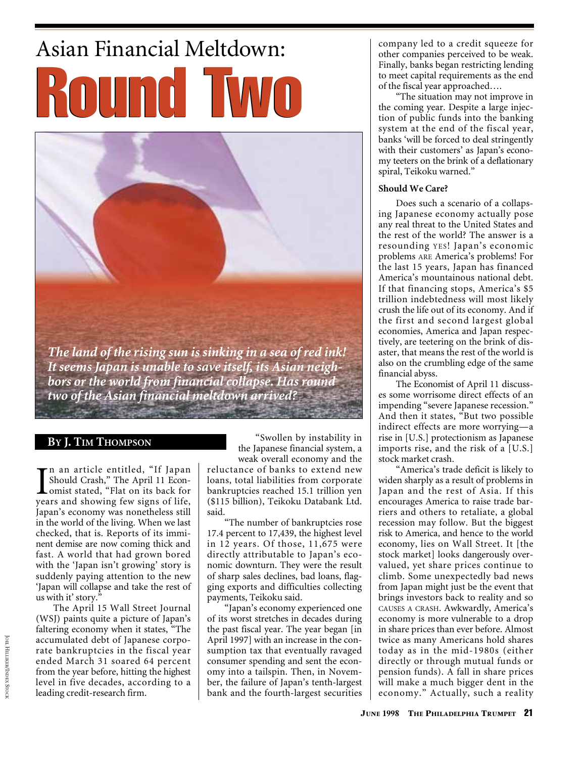# Asian Financial Meltdown: Round Two

*The land of the rising sun is sinking in a sea of red ink! It seems Japan is unable to save itself, its Asian neighbors or the world from financial collapse. Has round two of the Asian financial meltdown arrived?*

**By J. Tim Thompson**

In an article entitled, "If Japan Should Crash," The April 11 Economist stated, "Flat on its back for years and showing few signs of life, Japan's economy was nonetheless still in the world of the living. When we last checked, that is. Reports of its imminent demise are now coming thick and fast. A world that had grown bored with the 'Japan isn't growing' story is suddenly paying attention to the new 'Japan will collapse and take the rest of us with it' story."

The April 15 Wall Street Journal (WSJ) paints quite a picture of Japan's faltering economy when it states, "The accumulated debt of Japanese corporate bankruptcies in the fiscal year ended March 31 soared 64 percent from the year before, hitting the highest level in five decades, according to a leading credit-research firm.

"Swollen by instability in the Japanese financial system, a weak overall economy and the reluctance of banks to extend new loans, total liabilities from corporate bankruptcies reached 15.1 trillion yen ($115 billion), Teikoku Databank Ltd. said.

"The number of bankruptcies rose 17.4 percent to 17,439, the highest level in 12 years. Of those, 11,675 were directly attributable to Japan's economic downturn. They were the result of sharp sales declines, bad loans, flagging exports and difficulties collecting payments, Teikoku said.

"Japan's economy experienced one of its worst stretches in decades during the past fiscal year. The year began [in April 1997] with an increase in the consumption tax that eventually ravaged consumer spending and sent the economy into a tailspin. Then, in November, the failure of Japan's tenth-largest bank and the fourth-largest securities company led to a credit squeeze for other companies perceived to be weak. Finally, banks began restricting lending to meet capital requirements as the end of the fiscal year approached….

"The situation may not improve in the coming year. Despite a large injection of public funds into the banking system at the end of the fiscal year, banks 'will be forced to deal stringently with their customers' as Japan's economy teeters on the brink of a deflationary spiral, Teikoku warned."

### Should We Care?

Does such a scenario of a collapsing Japanese economy actually pose any real threat to the United States and the rest of the world? The answer is a resounding YES! Japan's economic problems ARE America's problems! For the last 15 years, Japan has financed America's mountainous national debt. If that financing stops, America's $5 trillion indebtedness will most likely crush the life out of its economy. And if the first and second largest global economies, America and Japan respectively, are teetering on the brink of disaster, that means the rest of the world is also on the crumbling edge of the same financial abyss.

The Economist of April 11 discusses some worrisome direct effects of an impending "severe Japanese recession." And then it states, "But two possible indirect effects are more worrying—a rise in [U.S.] protectionism as Japanese imports rise, and the risk of a [U.S.] stock market crash.

"America's trade deficit is likely to widen sharply as a result of problems in Japan and the rest of Asia. If this encourages America to raise trade barriers and others to retaliate, a global recession may follow. But the biggest risk to America, and hence to the world economy, lies on Wall Street. It [the stock market] looks dangerously overvalued, yet share prices continue to climb. Some unexpectedly bad news from Japan might just be the event that brings investors back to reality and so CAUSES A CRASH. Awkwardly, America's economy is more vulnerable to a drop in share prices than ever before. Almost twice as many Americans hold shares today as in the mid-1980s (either directly or through mutual funds or pension funds). A fall in share prices will make a much bigger dent in the economy." Actually, such a reality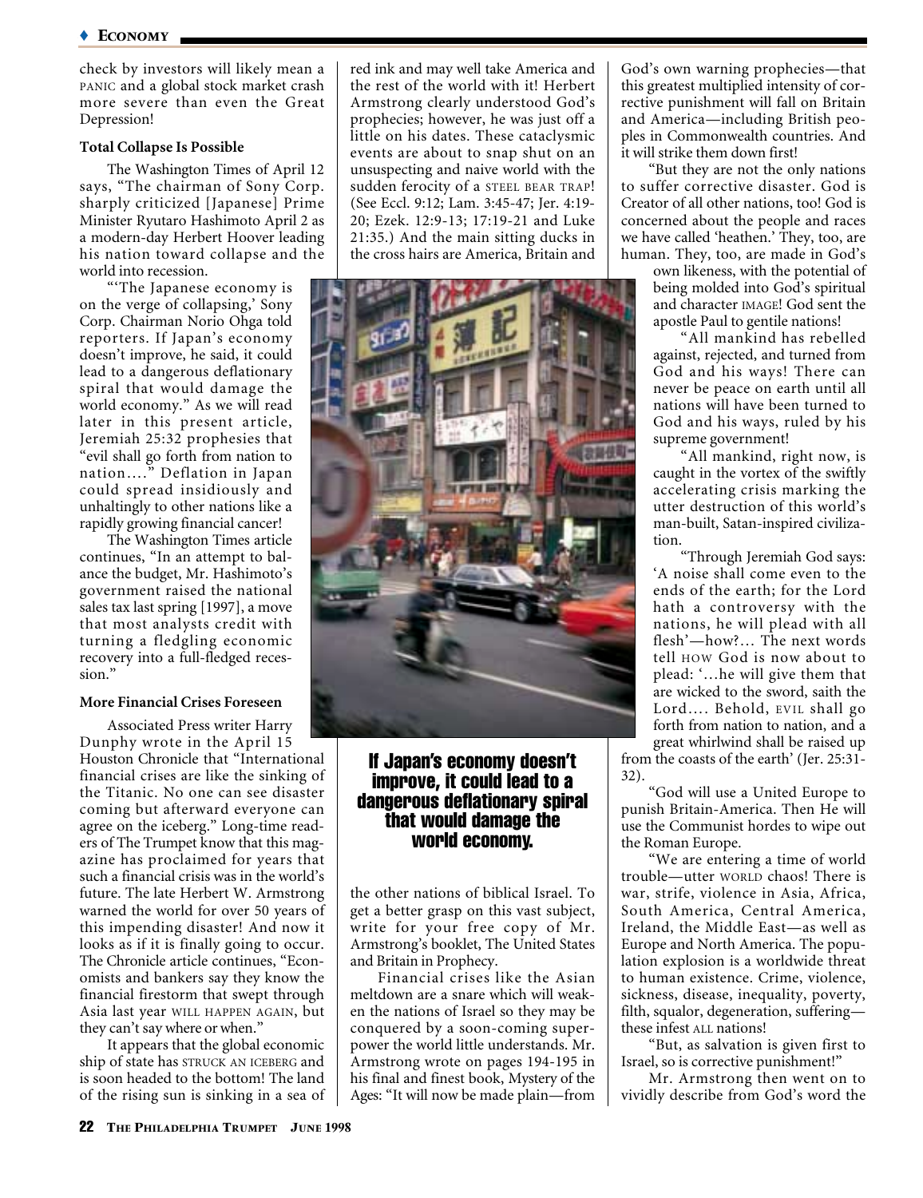check by investors will likely mean a PANIC and a global stock market crash more severe than even the Great Depression!

**Total Collapse Is Possible**

The Washington Times of April 12 says, "The chairman of Sony Corp. sharply criticized [Japanese] Prime Minister Ryutaro Hashimoto April 2 as a modern-day Herbert Hoover leading his nation toward collapse and the world into recession.

"'The Japanese economy is on the verge of collapsing,' Sony Corp. Chairman Norio Ohga told reporters. If Japan's economy doesn't improve, he said, it could lead to a dangerous deflationary spiral that would damage the world economy." As we will read later in this present article, Jeremiah 25:32 prophesies that "evil shall go forth from nation to nation…." Deflation in Japan could spread insidiously and unhaltingly to other nations like a rapidly growing financial cancer!

The Washington Times article continues, "In an attempt to balance the budget, Mr. Hashimoto's government raised the national sales tax last spring [1997], a move that most analysts credit with turning a fledgling economic recovery into a full-fledged recession."

**More Financial Crises Foreseen**

Associated Press writer Harry Dunphy wrote in the April 15 Houston Chronicle that "International financial crises are like the sinking of the Titanic. No one can see disaster coming but afterward everyone can agree on the iceberg." Long-time readers of The Trumpet know that this magazine has proclaimed for years that such a financial crisis was in the world's future. The late Herbert W. Armstrong warned the world for over 50 years of this impending disaster! And now it looks as if it is finally going to occur. The Chronicle article continues, "Economists and bankers say they know the financial firestorm that swept through Asia last year WILL HAPPEN AGAIN, but they can't say where or when."

It appears that the global economic ship of state has STRUCK AN ICEBERG and is soon headed to the bottom! The land of the rising sun is sinking in a sea of red ink and may well take America and the rest of the world with it! Herbert Armstrong clearly understood God's prophecies; however, he was just off a little on his dates. These cataclysmic events are about to snap shut on an unsuspecting and naive world with the sudden ferocity of a STEEL BEAR TRAP! (See Eccl. 9:12; Lam. 3:45-47; Jer. 4:19-20; Ezek. 12:9-13; 17:19-21 and Luke 21:35.) And the main sitting ducks in the cross hairs are America, Britain and the other nations of biblical Israel. To get a better grasp on this vast subject, write for your free copy of Mr. Armstrong's booklet, The United States and Britain in Prophecy.

**If Japan's economy doesn't improve, it could lead to a dangerous deflationary spiral that would damage the world economy.**

Financial crises like the Asian meltdown are a snare which will weaken the nations of Israel so they may be conquered by a soon-coming superpower the world little understands. Mr. Armstrong wrote on pages 194-195 in his final and finest book, Mystery of the Ages: "It will now be made plain—from God's own warning prophecies—that this greatest multiplied intensity of corrective punishment will fall on Britain and America—including British peoples in Commonwealth countries. And it will strike them down first!

"But they are not the only nations to suffer corrective disaster. God is Creator of all other nations, too! God is concerned about the people and races we have called 'heathen.' They, too, are human. They, too, are made in God's own likeness, with the potential of being molded into God's spiritual and character IMAGE! God sent the apostle Paul to gentile nations!

"All mankind has rebelled against, rejected, and turned from God and his ways! There can never be peace on earth until all nations will have been turned to God and his ways, ruled by his supreme government!

"All mankind, right now, is caught in the vortex of the swiftly accelerating crisis marking the utter destruction of this world's man-built, Satan-inspired civilization.

"Through Jeremiah God says: 'A noise shall come even to the ends of the earth; for the Lord hath a controversy with the nations, he will plead with all flesh'—how?… The next words tell HOW God is now about to plead: '…he will give them that are wicked to the sword, saith the Lord…. Behold, EVIL shall go forth from nation to nation, and a great whirlwind shall be raised up from the coasts of the earth' (Jer. 25:31-32).

"God will use a United Europe to punish Britain-America. Then He will use the Communist hordes to wipe out the Roman Europe.

"We are entering a time of world trouble—utter WORLD chaos! There is war, strife, violence in Asia, Africa, South America, Central America, Ireland, the Middle East—as well as Europe and North America. The population explosion is a worldwide threat to human existence. Crime, violence, sickness, disease, inequality, poverty, filth, squalor, degeneration, suffering—these infest ALL nations!

"But, as salvation is given first to Israel, so is corrective punishment!"

Mr. Armstrong then went on to vividly describe from God's word the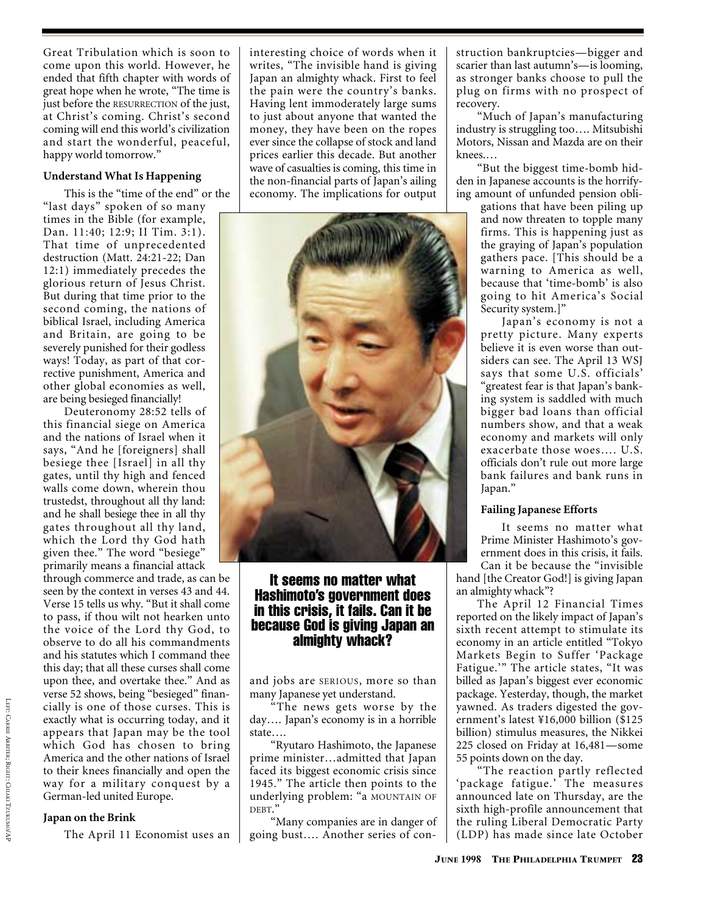Great Tribulation which is soon to come upon this world. However, he ended that fifth chapter with words of great hope when he wrote, "The time is just before the RESURRECTION of the just, at Christ's coming. Christ's second coming will end this world's civilization and start the wonderful, peaceful, happy world tomorrow."

**Understand What Is Happening**

This is the "time of the end" or the "last days" spoken of so many times in the Bible (for example, Dan. 11:40; 12:9; II Tim. 3:1). That time of unprecedented destruction (Matt. 24:21-22; Dan 12:1) immediately precedes the glorious return of Jesus Christ. But during that time prior to the second coming, the nations of biblical Israel, including America and Britain, are going to be severely punished for their godless ways! Today, as part of that corrective punishment, America and other global economies as well, are being besieged financially!

Deuteronomy 28:52 tells of this financial siege on America and the nations of Israel when it says, "And he [foreigners] shall besiege thee [Israel] in all thy gates, until thy high and fenced walls come down, wherein thou trustedst, throughout all thy land: and he shall besiege thee in all thy gates throughout all thy land, which the Lord thy God hath given thee." The word "besiege" primarily means a financial attack through commerce and trade, as can be seen by the context in verses 43 and 44. Verse 15 tells us why. "But it shall come to pass, if thou wilt not hearken unto the voice of the Lord thy God, to observe to do all his commandments and his statutes which I command thee this day; that all these curses shall come upon thee, and overtake thee." And as verse 52 shows, being "besieged" financially is one of those curses. This is exactly what is occurring today, and it appears that Japan may be the tool which God has chosen to bring America and the other nations of Israel to their knees financially and open the way for a military conquest by a German-led united Europe.

**Japan on the Brink**

The April 11 Economist uses an interesting choice of words when it writes, "The invisible hand is giving Japan an almighty whack. First to feel the pain were the country's banks. Having lent immoderately large sums to just about anyone that wanted the money, they have been on the ropes ever since the collapse of stock and land prices earlier this decade. But another wave of casualties is coming, this time in the non-financial parts of Japan's ailing economy. The implications for output and jobs are SERIOUS, more so than many Japanese yet understand.

"The news gets worse by the day.... Japan's economy is in a horrible state....

"Ryutaro Hashimoto, the Japanese prime minister...admitted that Japan faced its biggest economic crisis since 1945." The article then points to the underlying problem: "a MOUNTAIN OF DEBT."

"Many companies are in danger of going bust.... Another series of construction bankruptcies—bigger and scarier than last autumn's—is looming, as stronger banks choose to pull the plug on firms with no prospect of recovery.

"Much of Japan's manufacturing industry is struggling too.... Mitsubishi Motors, Nissan and Mazda are on their knees....

"But the biggest time-bomb hidden in Japanese accounts is the horrifying amount of unfunded pension obligations that have been piling up and now threaten to topple many firms. This is happening just as the graying of Japan's population gathers pace. [This should be a warning to America as well, because that 'time-bomb' is also going to hit America's Social Security system.]"

Japan's economy is not a pretty picture. Many experts believe it is even worse than outsiders can see. The April 13 WSJ says that some U.S. officials' "greatest fear is that Japan's banking system is saddled with much bigger bad loans than official numbers show, and that a weak economy and markets will only exacerbate those woes.... U.S. officials don't rule out more large bank failures and bank runs in Japan."

**It seems no matter what Hashimoto's government does in this crisis, it fails. Can it be because God is giving Japan an almighty whack?**

**Failing Japanese Efforts**

It seems no matter what Prime Minister Hashimoto's government does in this crisis, it fails. Can it be because the "invisible hand [the Creator God!] is giving Japan an almighty whack"?

The April 12 Financial Times reported on the likely impact of Japan's sixth recent attempt to stimulate its economy in an article entitled "Tokyo Markets Begin to Suffer 'Package Fatigue.'" The article states, "It was billed as Japan's biggest ever economic package. Yesterday, though, the market yawned. As traders digested the government's latest ¥16,000 billion ($125 billion) stimulus measures, the Nikkei 225 closed on Friday at 16,481—some 55 points down on the day.

"The reaction partly reflected 'package fatigue.' The measures announced late on Thursday, are the sixth high-profile announcement that the ruling Liberal Democratic Party (LDP) has made since late October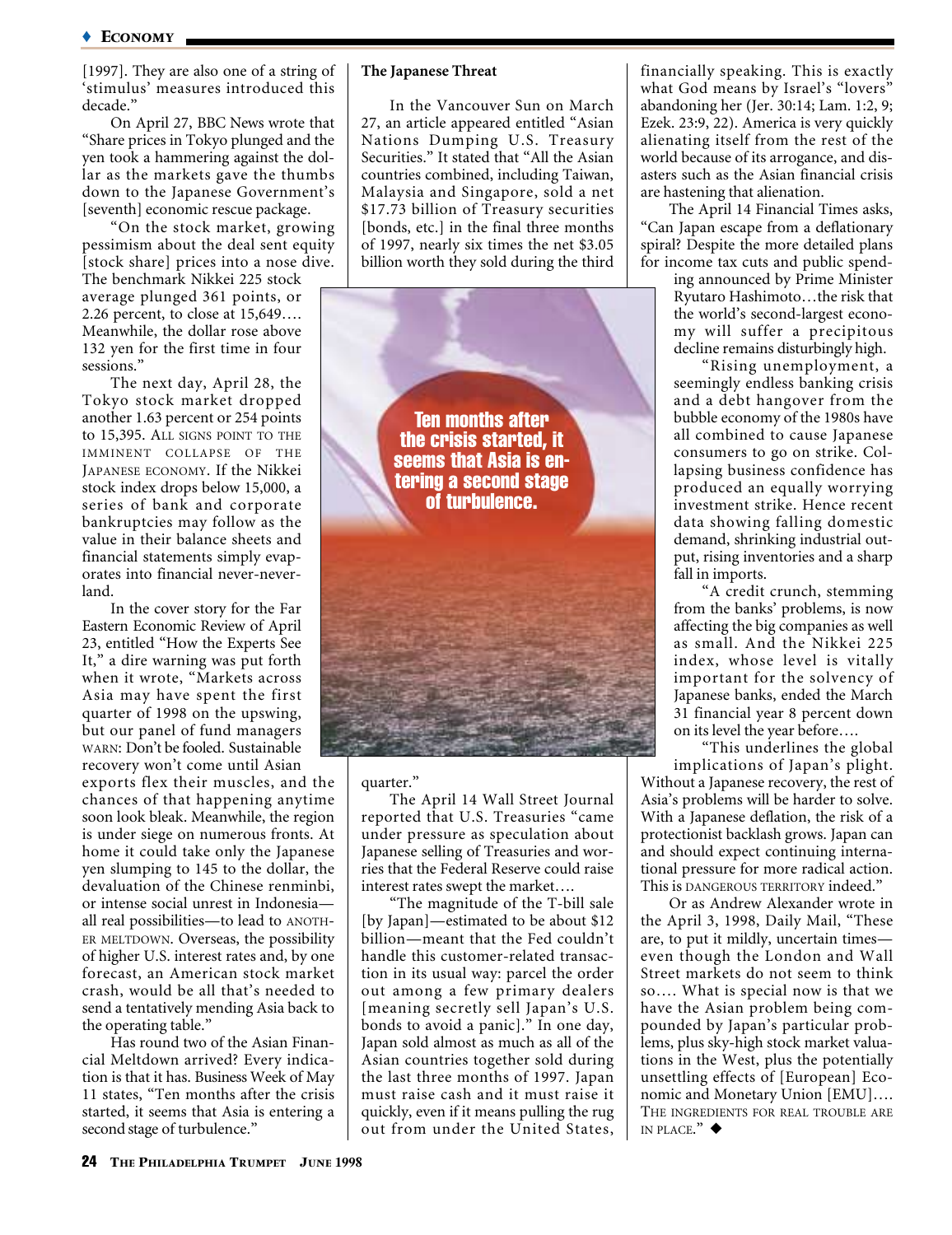[1997]. They are also one of a string of 'stimulus' measures introduced this decade."

On April 27, BBC News wrote that "Share prices in Tokyo plunged and the yen took a hammering against the dollar as the markets gave the thumbs down to the Japanese Government's [seventh] economic rescue package.

"On the stock market, growing pessimism about the deal sent equity [stock share] prices into a nose dive. The benchmark Nikkei 225 stock average plunged 361 points, or 2.26 percent, to close at 15,649…. Meanwhile, the dollar rose above 132 yen for the first time in four sessions."

The next day, April 28, the Tokyo stock market dropped another 1.63 percent or 254 points to 15,395. ALL SIGNS POINT TO THE IMMINENT COLLAPSE OF THE JAPANESE ECONOMY. If the Nikkei stock index drops below 15,000, a series of bank and corporate bankruptcies may follow as the value in their balance sheets and financial statements simply evaporates into financial never-never-land.

In the cover story for the Far Eastern Economic Review of April 23, entitled "How the Experts See It," a dire warning was put forth when it wrote, "Markets across Asia may have spent the first quarter of 1998 on the upswing, but our panel of fund managers WARN: Don't be fooled. Sustainable recovery won't come until Asian exports flex their muscles, and the chances of that happening anytime soon look bleak. Meanwhile, the region is under siege on numerous fronts. At home it could take only the Japanese yen slumping to 145 to the dollar, the devaluation of the Chinese renminbi, or intense social unrest in Indonesia—all real possibilities—to lead to ANOTHER MELTDOWN. Overseas, the possibility of higher U.S. interest rates and, by one forecast, an American stock market crash, would be all that's needed to send a tentatively mending Asia back to the operating table."

Has round two of the Asian Financial Meltdown arrived? Every indication is that it has. Business Week of May 11 states, "Ten months after the crisis started, it seems that Asia is entering a second stage of turbulence."

**The Japanese Threat**

In the Vancouver Sun on March 27, an article appeared entitled "Asian Nations Dumping U.S. Treasury Securities." It stated that "All the Asian countries combined, including Taiwan, Malaysia and Singapore, sold a net $17.73 billion of Treasury securities [bonds, etc.] in the final three months of 1997, nearly six times the net $3.05 billion worth they sold during the third quarter."

**Ten months after the crisis started, it seems that Asia is entering a second stage of turbulence.**

The April 14 Wall Street Journal reported that U.S. Treasuries "came under pressure as speculation about Japanese selling of Treasuries and worries that the Federal Reserve could raise interest rates swept the market….

"The magnitude of the T-bill sale [by Japan]—estimated to be about $12 billion—meant that the Fed couldn't handle this customer-related transaction in its usual way: parcel the order out among a few primary dealers [meaning secretly sell Japan's U.S. bonds to avoid a panic]." In one day, Japan sold almost as much as all of the Asian countries together sold during the last three months of 1997. Japan must raise cash and it must raise it quickly, even if it means pulling the rug out from under the United States, financially speaking. This is exactly what God means by Israel's "lovers" abandoning her (Jer. 30:14; Lam. 1:2, 9; Ezek. 23:9, 22). America is very quickly alienating itself from the rest of the world because of its arrogance, and disasters such as the Asian financial crisis are hastening that alienation.

The April 14 Financial Times asks, "Can Japan escape from a deflationary spiral? Despite the more detailed plans for income tax cuts and public spending announced by Prime Minister Ryutaro Hashimoto…the risk that the world's second-largest economy will suffer a precipitous decline remains disturbingly high.

"Rising unemployment, a seemingly endless banking crisis and a debt hangover from the bubble economy of the 1980s have all combined to cause Japanese consumers to go on strike. Collapsing business confidence has produced an equally worrying investment strike. Hence recent data showing falling domestic demand, shrinking industrial output, rising inventories and a sharp fall in imports.

"A credit crunch, stemming from the banks' problems, is now affecting the big companies as well as small. And the Nikkei 225 index, whose level is vitally important for the solvency of Japanese banks, ended the March 31 financial year 8 percent down on its level the year before….

"This underlines the global implications of Japan's plight. Without a Japanese recovery, the rest of Asia's problems will be harder to solve. With a Japanese deflation, the risk of a protectionist backlash grows. Japan can and should expect continuing international pressure for more radical action. This is DANGEROUS TERRITORY indeed."

Or as Andrew Alexander wrote in the April 3, 1998, Daily Mail, "These are, to put it mildly, uncertain times—even though the London and Wall Street markets do not seem to think so…. What is special now is that we have the Asian problem being compounded by Japan's particular problems, plus sky-high stock market valuations in the West, plus the potentially unsettling effects of [European] Economic and Monetary Union [EMU]…. THE INGREDIENTS FOR REAL TROUBLE ARE IN PLACE." ◆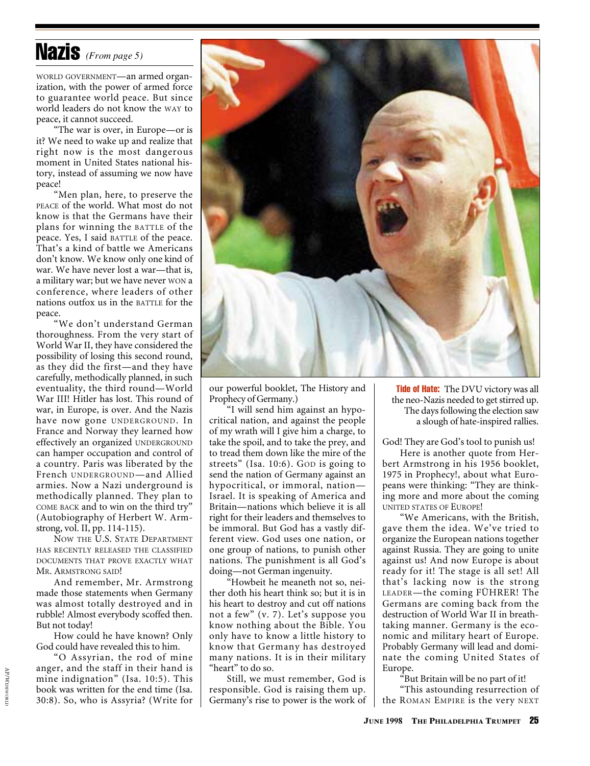## Nazis *(From page 5)*

WORLD GOVERNMENT—an armed organization, with the power of armed force to guarantee world peace. But since world leaders do not know the WAY to peace, it cannot succeed.

"The war is over, in Europe—or is it? We need to wake up and realize that right now is the most dangerous moment in United States national history, instead of assuming we now have peace!

"Men plan, here, to preserve the PEACE of the world. What most do not know is that the Germans have their plans for winning the BATTLE of the peace. Yes, I said BATTLE of the peace. That's a kind of battle we Americans don't know. We know only one kind of war. We have never lost a war—that is, a military war; but we have never WON a conference, where leaders of other nations outfox us in the BATTLE for the peace.

"We don't understand German thoroughness. From the very start of World War II, they have considered the possibility of losing this second round, as they did the first—and they have carefully, methodically planned, in such eventuality, the third round—World War III! Hitler has lost. This round of war, in Europe, is over. And the Nazis have now gone UNDERGROUND. In France and Norway they learned how effectively an organized UNDERGROUND can hamper occupation and control of a country. Paris was liberated by the French UNDERGROUND—and Allied armies. Now a Nazi underground is methodically planned. They plan to COME BACK and to win on the third try" (Autobiography of Herbert W. Armstrong, vol. II, pp. 114-115).

NOW THE U.S. STATE DEPARTMENT HAS RECENTLY RELEASED THE CLASSIFIED DOCUMENTS THAT PROVE EXACTLY WHAT MR. ARMSTRONG SAID!

And remember, Mr. Armstrong made those statements when Germany was almost totally destroyed and in rubble! Almost everybody scoffed then. But not today!

How could he have known? Only God could have revealed this to him.

"O Assyrian, the rod of mine anger, and the staff in their hand is mine indignation" (Isa. 10:5). This book was written for the end time (Isa. 30:8). So, who is Assyria? (Write for our powerful booklet, The History and Prophecy of Germany.)

"I will send him against an hypocritical nation, and against the people of my wrath will I give him a charge, to take the spoil, and to take the prey, and to tread them down like the mire of the streets" (Isa. 10:6). GOD is going to send the nation of Germany against an hypocritical, or immoral, nation—Israel. It is speaking of America and Britain—nations which believe it is all right for their leaders and themselves to be immoral. But God has a vastly different view. God uses one nation, or one group of nations, to punish other nations. The punishment is all God's doing—not German ingenuity.

"Howbeit he meaneth not so, neither doth his heart think so; but it is in his heart to destroy and cut off nations not a few" (v. 7). Let's suppose you know nothing about the Bible. You only have to know a little history to know that Germany has destroyed many nations. It is in their military "heart" to do so.

Still, we must remember, God is responsible. God is raising them up. Germany's rise to power is the work of God! They are God's tool to punish us!

Here is another quote from Herbert Armstrong in his 1956 booklet, 1975 in Prophecy!, about what Europeans were thinking: "They are thinking more and more about the coming UNITED STATES OF EUROPE!

"We Americans, with the British, gave them the idea. We've tried to organize the European nations together against Russia. They are going to unite against us! And now Europe is about ready for it! The stage is all set! All that's lacking now is the strong LEADER—the coming FÜHRER! The Germans are coming back from the destruction of World War II in breathtaking manner. Germany is the economic and military heart of Europe. Probably Germany will lead and dominate the coming United States of Europe.

"But Britain will be no part of it!

"This astounding resurrection of the ROMAN EMPIRE is the very NEXT

**Tide of Hate:** The DVU victory was all the neo-Nazis needed to get stirred up. The days following the election saw a slough of hate-inspired rallies.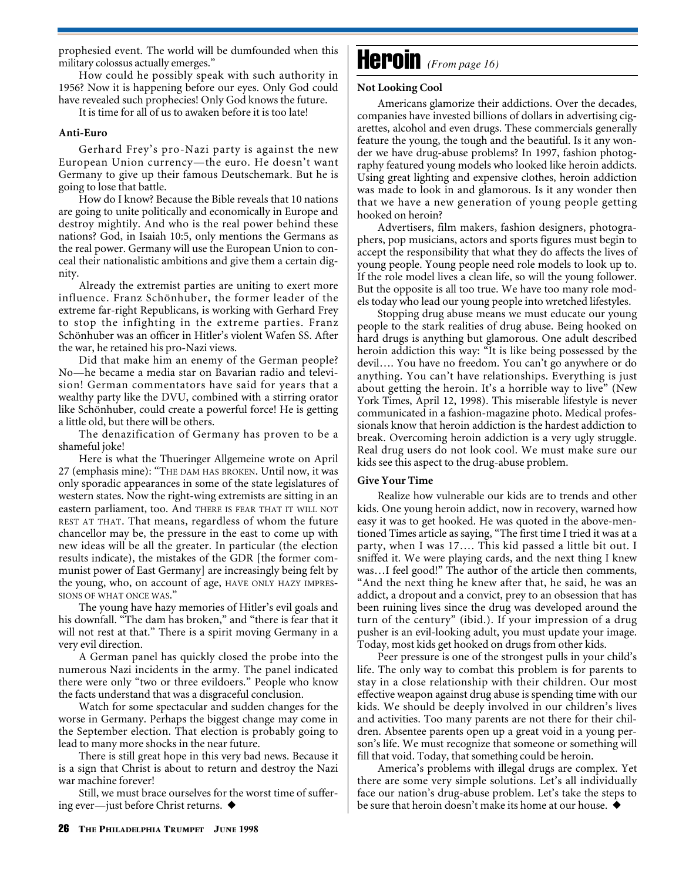prophesied event. The world will be dumfounded when this military colossus actually emerges."

How could he possibly speak with such authority in 1956? Now it is happening before our eyes. Only God could have revealed such prophecies! Only God knows the future.

It is time for all of us to awaken before it is too late!

**Anti-Euro**

Gerhard Frey's pro-Nazi party is against the new European Union currency—the euro. He doesn't want Germany to give up their famous Deutschemark. But he is going to lose that battle.

How do I know? Because the Bible reveals that 10 nations are going to unite politically and economically in Europe and destroy mightily. And who is the real power behind these nations? God, in Isaiah 10:5, only mentions the Germans as the real power. Germany will use the European Union to conceal their nationalistic ambitions and give them a certain dignity.

Already the extremist parties are uniting to exert more influence. Franz Schönhuber, the former leader of the extreme far-right Republicans, is working with Gerhard Frey to stop the infighting in the extreme parties. Franz Schönhuber was an officer in Hitler's violent Wafen SS. After the war, he retained his pro-Nazi views.

Did that make him an enemy of the German people? No—he became a media star on Bavarian radio and television! German commentators have said for years that a wealthy party like the DVU, combined with a stirring orator like Schönhuber, could create a powerful force! He is getting a little old, but there will be others.

The denazification of Germany has proven to be a shameful joke!

Here is what the Thueringer Allgemeine wrote on April 27 (emphasis mine): "THE DAM HAS BROKEN. Until now, it was only sporadic appearances in some of the state legislatures of western states. Now the right-wing extremists are sitting in an eastern parliament, too. And THERE IS FEAR THAT IT WILL NOT REST AT THAT. That means, regardless of whom the future chancellor may be, the pressure in the east to come up with new ideas will be all the greater. In particular (the election results indicate), the mistakes of the GDR [the former communist power of East Germany] are increasingly being felt by the young, who, on account of age, HAVE ONLY HAZY IMPRESSIONS OF WHAT ONCE WAS."

The young have hazy memories of Hitler's evil goals and his downfall. "The dam has broken," and "there is fear that it will not rest at that." There is a spirit moving Germany in a very evil direction.

A German panel has quickly closed the probe into the numerous Nazi incidents in the army. The panel indicated there were only "two or three evildoers." People who know the facts understand that was a disgraceful conclusion.

Watch for some spectacular and sudden changes for the worse in Germany. Perhaps the biggest change may come in the September election. That election is probably going to lead to many more shocks in the near future.

There is still great hope in this very bad news. Because it is a sign that Christ is about to return and destroy the Nazi war machine forever!

Still, we must brace ourselves for the worst time of suffering ever—just before Christ returns. ◆

# Heroin *(From page 16)*

**Not Looking Cool**

Americans glamorize their addictions. Over the decades, companies have invested billions of dollars in advertising cigarettes, alcohol and even drugs. These commercials generally feature the young, the tough and the beautiful. Is it any wonder we have drug-abuse problems? In 1997, fashion photography featured young models who looked like heroin addicts. Using great lighting and expensive clothes, heroin addiction was made to look in and glamorous. Is it any wonder then that we have a new generation of young people getting hooked on heroin?

Advertisers, film makers, fashion designers, photographers, pop musicians, actors and sports figures must begin to accept the responsibility that what they do affects the lives of young people. Young people need role models to look up to. If the role model lives a clean life, so will the young follower. But the opposite is all too true. We have too many role models today who lead our young people into wretched lifestyles.

Stopping drug abuse means we must educate our young people to the stark realities of drug abuse. Being hooked on hard drugs is anything but glamorous. One adult described heroin addiction this way: "It is like being possessed by the devil…. You have no freedom. You can't go anywhere or do anything. You can't have relationships. Everything is just about getting the heroin. It's a horrible way to live" (New York Times, April 12, 1998). This miserable lifestyle is never communicated in a fashion-magazine photo. Medical professionals know that heroin addiction is the hardest addiction to break. Overcoming heroin addiction is a very ugly struggle. Real drug users do not look cool. We must make sure our kids see this aspect to the drug-abuse problem.

**Give Your Time**

Realize how vulnerable our kids are to trends and other kids. One young heroin addict, now in recovery, warned how easy it was to get hooked. He was quoted in the above-mentioned Times article as saying, "The first time I tried it was at a party, when I was 17…. This kid passed a little bit out. I sniffed it. We were playing cards, and the next thing I knew was…I feel good!" The author of the article then comments, "And the next thing he knew after that, he said, he was an addict, a dropout and a convict, prey to an obsession that has been ruining lives since the drug was developed around the turn of the century" (ibid.). If your impression of a drug pusher is an evil-looking adult, you must update your image. Today, most kids get hooked on drugs from other kids.

Peer pressure is one of the strongest pulls in your child's life. The only way to combat this problem is for parents to stay in a close relationship with their children. Our most effective weapon against drug abuse is spending time with our kids. We should be deeply involved in our children's lives and activities. Too many parents are not there for their children. Absentee parents open up a great void in a young person's life. We must recognize that someone or something will fill that void. Today, that something could be heroin.

America's problems with illegal drugs are complex. Yet there are some very simple solutions. Let's all individually face our nation's drug-abuse problem. Let's take the steps to be sure that heroin doesn't make its home at our house. ◆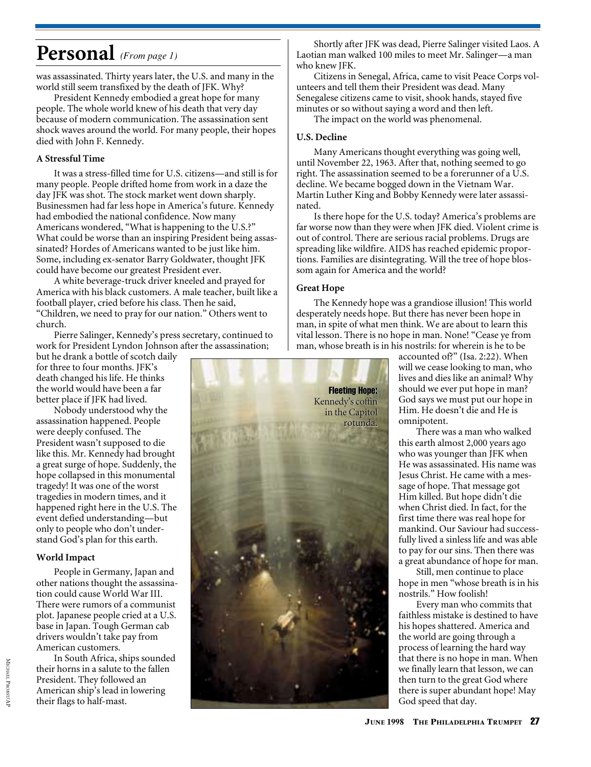# Personal *(From page 1)*

was assassinated. Thirty years later, the U.S. and many in the world still seem transfixed by the death of JFK. Why?

President Kennedy embodied a great hope for many people. The whole world knew of his death that very day because of modern communication. The assassination sent shock waves around the world. For many people, their hopes died with John F. Kennedy.

### A Stressful Time

It was a stress-filled time for U.S. citizens—and still is for many people. People drifted home from work in a daze the day JFK was shot. The stock market went down sharply. Businessmen had far less hope in America's future. Kennedy had embodied the national confidence. Now many Americans wondered, "What is happening to the U.S.?" What could be worse than an inspiring President being assassinated? Hordes of Americans wanted to be just like him. Some, including ex-senator Barry Goldwater, thought JFK could have become our greatest President ever.

A white beverage-truck driver kneeled and prayed for America with his black customers. A male teacher, built like a football player, cried before his class. Then he said, "Children, we need to pray for our nation." Others went to church.

Pierre Salinger, Kennedy's press secretary, continued to work for President Lyndon Johnson after the assassination; but he drank a bottle of scotch daily for three to four months. JFK's death changed his life. He thinks the world would have been a far better place if JFK had lived.

Nobody understood why the assassination happened. People were deeply confused. The President wasn't supposed to die like this. Mr. Kennedy had brought a great surge of hope. Suddenly, the hope collapsed in this monumental tragedy! It was one of the worst tragedies in modern times, and it happened right here in the U.S. The event defied understanding—but only to people who don't understand God's plan for this earth.

### World Impact

People in Germany, Japan and other nations thought the assassination could cause World War III. There were rumors of a communist plot. Japanese people cried at a U.S. base in Japan. Tough German cab drivers wouldn't take pay from American customers.

In South Africa, ships sounded their horns in a salute to the fallen President. They followed an American ship's lead in lowering their flags to half-mast.

**Fleeting Hope:** Kennedy's coffin in the Capitol rotunda.

MICHAEL PROBST/AP

Shortly after JFK was dead, Pierre Salinger visited Laos. A Laotian man walked 100 miles to meet Mr. Salinger—a man who knew JFK.

Citizens in Senegal, Africa, came to visit Peace Corps volunteers and tell them their President was dead. Many Senegalese citizens came to visit, shook hands, stayed five minutes or so without saying a word and then left.

The impact on the world was phenomenal.

### U.S. Decline

Many Americans thought everything was going well, until November 22, 1963. After that, nothing seemed to go right. The assassination seemed to be a forerunner of a U.S. decline. We became bogged down in the Vietnam War. Martin Luther King and Bobby Kennedy were later assassinated.

Is there hope for the U.S. today? America's problems are far worse now than they were when JFK died. Violent crime is out of control. There are serious racial problems. Drugs are spreading like wildfire. AIDS has reached epidemic proportions. Families are disintegrating. Will the tree of hope blossom again for America and the world?

### Great Hope

The Kennedy hope was a grandiose illusion! This world desperately needs hope. But there has never been hope in man, in spite of what men think. We are about to learn this vital lesson. There is no hope in man. None! "Cease ye from man, whose breath is in his nostrils: for wherein is he to be accounted of?" (Isa. 2:22). When will we cease looking to man, who lives and dies like an animal? Why should we ever put hope in man? God says we must put our hope in Him. He doesn't die and He is omnipotent.

There was a man who walked this earth almost 2,000 years ago who was younger than JFK when He was assassinated. His name was Jesus Christ. He came with a message of hope. That message got Him killed. But hope didn't die when Christ died. In fact, for the first time there was real hope for mankind. Our Saviour had successfully lived a sinless life and was able to pay for our sins. Then there was a great abundance of hope for man.

Still, men continue to place hope in men "whose breath is in his nostrils." How foolish!

Every man who commits that faithless mistake is destined to have his hopes shattered. America and the world are going through a process of learning the hard way that there is no hope in man. When we finally learn that lesson, we can then turn to the great God where there is super abundant hope! May God speed that day.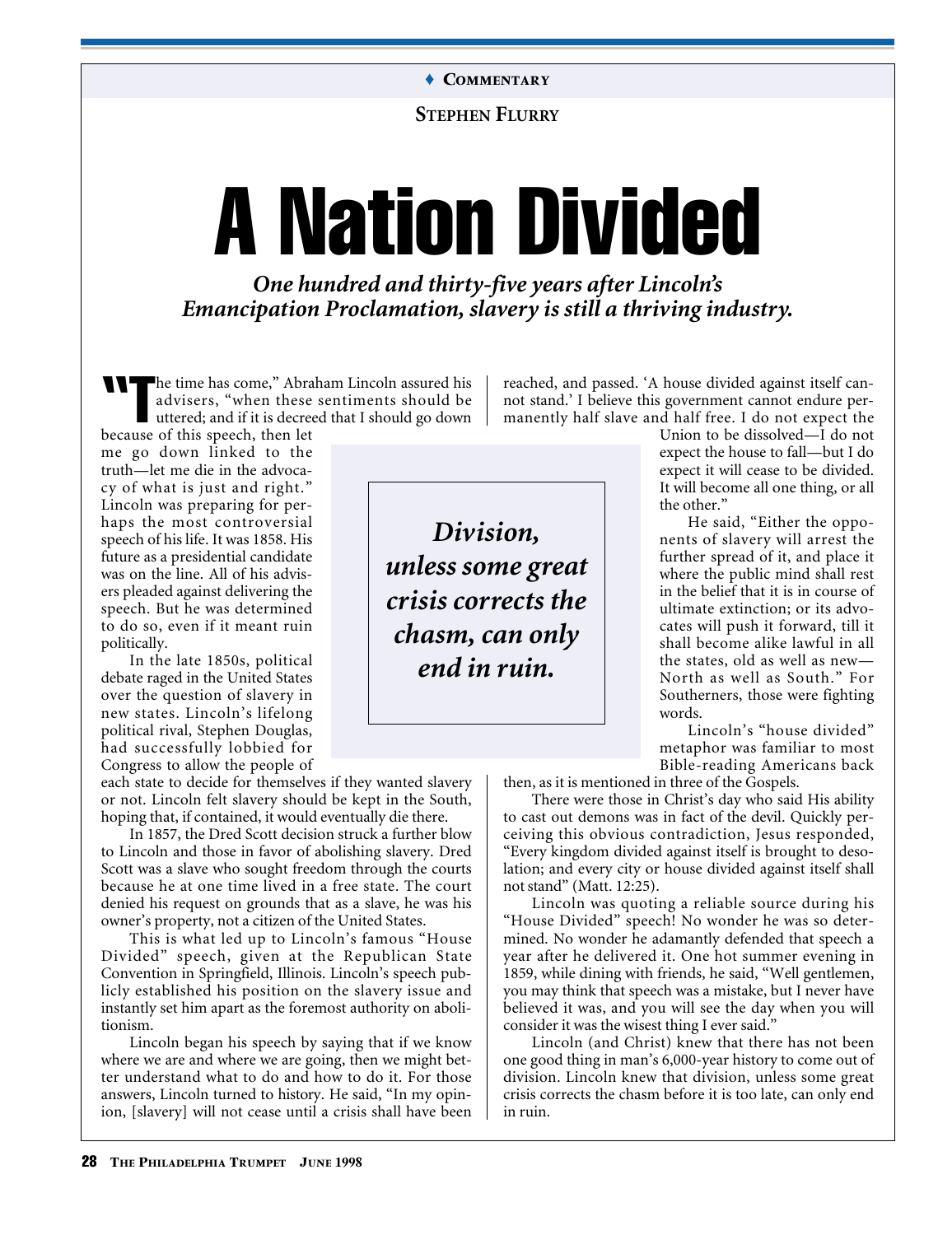♦ **COMMENTARY**

**STEPHEN FLURRY**

# A Nation Divided

***One hundred and thirty-five years after Lincoln's Emancipation Proclamation, slavery is still a thriving industry.***

"The time has come," Abraham Lincoln assured his advisers, "when these sentiments should be uttered; and if it is decreed that I should go down because of this speech, then let me go down linked to the truth—let me die in the advocacy of what is just and right." Lincoln was preparing for perhaps the most controversial speech of his life. It was 1858. His future as a presidential candidate was on the line. All of his advisers pleaded against delivering the speech. But he was determined to do so, even if it meant ruin politically.

In the late 1850s, political debate raged in the United States over the question of slavery in new states. Lincoln's lifelong political rival, Stephen Douglas, had successfully lobbied for Congress to allow the people of each state to decide for themselves if they wanted slavery or not. Lincoln felt slavery should be kept in the South, hoping that, if contained, it would eventually die there.

In 1857, the Dred Scott decision struck a further blow to Lincoln and those in favor of abolishing slavery. Dred Scott was a slave who sought freedom through the courts because he at one time lived in a free state. The court denied his request on grounds that as a slave, he was his owner's property, not a citizen of the United States.

This is what led up to Lincoln's famous "House Divided" speech, given at the Republican State Convention in Springfield, Illinois. Lincoln's speech publicly established his position on the slavery issue and instantly set him apart as the foremost authority on abolitionism.

Lincoln began his speech by saying that if we know where we are and where we are going, then we might better understand what to do and how to do it. For those answers, Lincoln turned to history. He said, "In my opinion, [slavery] will not cease until a crisis shall have been reached, and passed. 'A house divided against itself cannot stand.' I believe this government cannot endure permanently half slave and half free. I do not expect the Union to be dissolved—I do not expect the house to fall—but I do expect it will cease to be divided. It will become all one thing, or all the other."

> ***Division, unless some great crisis corrects the chasm, can only end in ruin.***

He said, "Either the opponents of slavery will arrest the further spread of it, and place it where the public mind shall rest in the belief that it is in course of ultimate extinction; or its advocates will push it forward, till it shall become alike lawful in all the states, old as well as new—North as well as South." For Southerners, those were fighting words.

Lincoln's "house divided" metaphor was familiar to most Bible-reading Americans back then, as it is mentioned in three of the Gospels.

There were those in Christ's day who said His ability to cast out demons was in fact of the devil. Quickly perceiving this obvious contradiction, Jesus responded, "Every kingdom divided against itself is brought to desolation; and every city or house divided against itself shall not stand" (Matt. 12:25).

Lincoln was quoting a reliable source during his "House Divided" speech! No wonder he was so determined. No wonder he adamantly defended that speech a year after he delivered it. One hot summer evening in 1859, while dining with friends, he said, "Well gentlemen, you may think that speech was a mistake, but I never have believed it was, and you will see the day when you will consider it was the wisest thing I ever said."

Lincoln (and Christ) knew that there has not been one good thing in man's 6,000-year history to come out of division. Lincoln knew that division, unless some great crisis corrects the chasm before it is too late, can only end in ruin.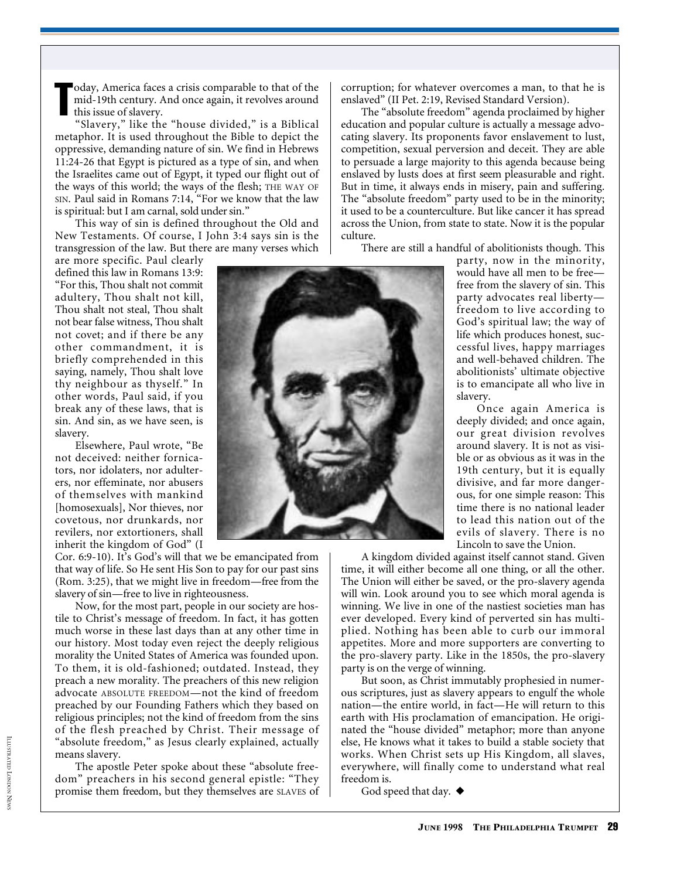Today, America faces a crisis comparable to that of the mid-19th century. And once again, it revolves around this issue of slavery.

"Slavery," like the "house divided," is a Biblical metaphor. It is used throughout the Bible to depict the oppressive, demanding nature of sin. We find in Hebrews 11:24-26 that Egypt is pictured as a type of sin, and when the Israelites came out of Egypt, it typed our flight out of the ways of this world; the ways of the flesh; THE WAY OF SIN. Paul said in Romans 7:14, "For we know that the law is spiritual: but I am carnal, sold under sin."

This way of sin is defined throughout the Old and New Testaments. Of course, I John 3:4 says sin is the transgression of the law. But there are many verses which are more specific. Paul clearly defined this law in Romans 13:9: "For this, Thou shalt not commit adultery, Thou shalt not kill, Thou shalt not steal, Thou shalt not bear false witness, Thou shalt not covet; and if there be any other commandment, it is briefly comprehended in this saying, namely, Thou shalt love thy neighbour as thyself." In other words, Paul said, if you break any of these laws, that is sin. And sin, as we have seen, is slavery.

Elsewhere, Paul wrote, "Be not deceived: neither fornicators, nor idolaters, nor adulterers, nor effeminate, nor abusers of themselves with mankind [homosexuals], Nor thieves, nor covetous, nor drunkards, nor revilers, nor extortioners, shall inherit the kingdom of God" (I Cor. 6:9-10). It's God's will that we be emancipated from that way of life. So He sent His Son to pay for our past sins (Rom. 3:25), that we might live in freedom—free from the slavery of sin—free to live in righteousness.

Now, for the most part, people in our society are hostile to Christ's message of freedom. In fact, it has gotten much worse in these last days than at any other time in our history. Most today even reject the deeply religious morality the United States of America was founded upon. To them, it is old-fashioned; outdated. Instead, they preach a new morality. The preachers of this new religion advocate ABSOLUTE FREEDOM—not the kind of freedom preached by our Founding Fathers which they based on religious principles; not the kind of freedom from the sins of the flesh preached by Christ. Their message of "absolute freedom," as Jesus clearly explained, actually means slavery.

The apostle Peter spoke about these "absolute freedom" preachers in his second general epistle: "They promise them freedom, but they themselves are SLAVES of corruption; for whatever overcomes a man, to that he is enslaved" (II Pet. 2:19, Revised Standard Version).

The "absolute freedom" agenda proclaimed by higher education and popular culture is actually a message advocating slavery. Its proponents favor enslavement to lust, competition, sexual perversion and deceit. They are able to persuade a large majority to this agenda because being enslaved by lusts does at first seem pleasurable and right. But in time, it always ends in misery, pain and suffering. The "absolute freedom" party used to be in the minority; it used to be a counterculture. But like cancer it has spread across the Union, from state to state. Now it is the popular culture.

There are still a handful of abolitionists though. This party, now in the minority, would have all men to be free—free from the slavery of sin. This party advocates real liberty—freedom to live according to God's spiritual law; the way of life which produces honest, successful lives, happy marriages and well-behaved children. The abolitionists' ultimate objective is to emancipate all who live in slavery.

Once again America is deeply divided; and once again, our great division revolves around slavery. It is not as visible or as obvious as it was in the 19th century, but it is equally divisive, and far more dangerous, for one simple reason: This time there is no national leader to lead this nation out of the evils of slavery. There is no Lincoln to save the Union.

A kingdom divided against itself cannot stand. Given time, it will either become all one thing, or all the other. The Union will either be saved, or the pro-slavery agenda will win. Look around you to see which moral agenda is winning. We live in one of the nastiest societies man has ever developed. Every kind of perverted sin has multiplied. Nothing has been able to curb our immoral appetites. More and more supporters are converting to the pro-slavery party. Like in the 1850s, the pro-slavery party is on the verge of winning.

But soon, as Christ immutably prophesied in numerous scriptures, just as slavery appears to engulf the whole nation—the entire world, in fact—He will return to this earth with His proclamation of emancipation. He originated the "house divided" metaphor; more than anyone else, He knows what it takes to build a stable society that works. When Christ sets up His Kingdom, all slaves, everywhere, will finally come to understand what real freedom is.

God speed that day. ◆

Illustrated London News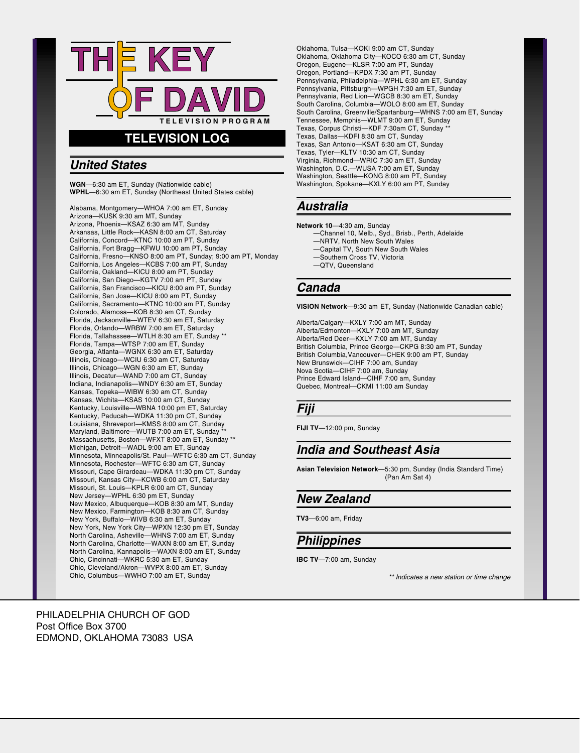# THE KEY OF DAVID

TELEVISION PROGRAM

## TELEVISION LOG

### United States

**WGN**—6:30 am ET, Sunday (Nationwide cable)
**WPHL**—6:30 am ET, Sunday (Northeast United States cable)

Alabama, Montgomery—WHOA 7:00 am ET, Sunday
Arizona—KUSK 9:30 am MT, Sunday
Arizona, Phoenix—KSAZ 6:30 am MT, Sunday
Arkansas, Little Rock—KASN 8:00 am CT, Saturday
California, Concord—KTNC 10:00 am PT, Sunday
California, Fort Bragg—KFWU 10:00 am PT, Sunday
California, Fresno—KNSO 8:00 am PT, Sunday; 9:00 am PT, Monday
California, Los Angeles—KCBS 7:00 am PT, Sunday
California, Oakland—KICU 8:00 am PT, Sunday
California, San Diego—KGTV 7:00 am PT, Sunday
California, San Francisco—KICU 8:00 am PT, Sunday
California, San Jose—KICU 8:00 am PT, Sunday
California, Sacramento—KTNC 10:00 am PT, Sunday
Colorado, Alamosa—KOB 8:30 am CT, Sunday
Florida, Jacksonville—WTEV 6:30 am ET, Saturday
Florida, Orlando—WRBW 7:00 am ET, Saturday
Florida, Tallahassee—WTLH 8:30 am ET, Sunday **
Florida, Tampa—WTSP 7:00 am ET, Sunday
Georgia, Atlanta—WGNX 6:30 am ET, Saturday
Illinois, Chicago—WCIU 6:30 am CT, Saturday
Illinois, Chicago—WGN 6:30 am ET, Sunday
Illinois, Decatur—WAND 7:00 am CT, Sunday
Indiana, Indianapolis—WNDY 6:30 am ET, Sunday
Kansas, Topeka—WIBW 6:30 am CT, Sunday
Kansas, Wichita—KSAS 10:00 am CT, Sunday
Kentucky, Louisville—WBNA 10:00 pm ET, Saturday
Kentucky, Paducah—WDKA 11:30 pm CT, Sunday
Louisiana, Shreveport—KMSS 8:00 am CT, Sunday
Maryland, Baltimore—WUTB 7:00 am ET, Sunday **
Massachusetts, Boston—WFXT 8:00 am ET, Sunday **
Michigan, Detroit—WADL 9:00 am ET, Sunday
Minnesota, Minneapolis/St. Paul—WFTC 6:30 am CT, Sunday
Minnesota, Rochester—WFTC 6:30 am CT, Sunday
Missouri, Cape Girardeau—WDKA 11:30 pm CT, Sunday
Missouri, Kansas City—KCWB 6:00 am CT, Saturday
Missouri, St. Louis—KPLR 6:00 am CT, Sunday
New Jersey—WPHL 6:30 pm ET, Sunday
New Mexico, Albuquerque—KOB 8:30 am MT, Sunday
New Mexico, Farmington—KOB 8:30 am CT, Sunday
New York, Buffalo—WIVB 6:30 am ET, Sunday
New York, New York City—WPXN 12:30 pm ET, Sunday
North Carolina, Asheville—WHNS 7:00 am ET, Sunday
North Carolina, Charlotte—WAXN 8:00 am ET, Sunday
North Carolina, Kannapolis—WAXN 8:00 am ET, Sunday
Ohio, Cincinnati—WKRC 5:30 am ET, Sunday
Ohio, Cleveland/Akron—WVPX 8:00 am ET, Sunday
Ohio, Columbus—WWHO 7:00 am ET, Sunday
Oklahoma, Tulsa—KOKI 9:00 am CT, Sunday
Oklahoma, Oklahoma City—KOCO 6:30 am CT, Sunday
Oregon, Eugene—KLSR 7:00 am PT, Sunday
Oregon, Portland—KPDX 7:30 am PT, Sunday
Pennsylvania, Philadelphia—WPHL 6:30 am ET, Sunday
Pennsylvania, Pittsburgh—WPGH 7:30 am ET, Sunday
Pennsylvania, Red Lion—WGCB 8:30 am ET, Sunday
South Carolina, Columbia—WOLO 8:00 am ET, Sunday
South Carolina, Greenville/Spartanburg—WHNS 7:00 am ET, Sunday
Tennessee, Memphis—WLMT 9:00 am ET, Sunday
Texas, Corpus Christi—KDF 7:30am CT, Sunday **
Texas, Dallas—KDFI 8:30 am CT, Sunday
Texas, San Antonio—KSAT 6:30 am CT, Sunday
Texas, Tyler—KLTV 10:30 am CT, Sunday
Virginia, Richmond—WRIC 7:30 am ET, Sunday
Washington, D.C.—WUSA 7:00 am ET, Sunday
Washington, Seattle—KONG 8:00 am PT, Sunday
Washington, Spokane—KXLY 6:00 am PT, Sunday

### Australia

**Network 10**—4:30 am, Sunday
—Channel 10, Melb., Syd., Brisb., Perth, Adelaide
—NRTV, North New South Wales
—Capital TV, South New South Wales
—Southern Cross TV, Victoria
—QTV, Queensland

### Canada

**VISION Network**—9:30 am ET, Sunday (Nationwide Canadian cable)

Alberta/Calgary—KXLY 7:00 am MT, Sunday
Alberta/Edmonton—KXLY 7:00 am MT, Sunday
Alberta/Red Deer—KXLY 7:00 am MT, Sunday
British Columbia, Prince George—CKPG 8:30 am PT, Sunday
British Columbia, Vancouver—CHEK 9:00 am PT, Sunday
New Brunswick—CIHF 7:00 am, Sunday
Nova Scotia—CIHF 7:00 am, Sunday
Prince Edward Island—CIHF 7:00 am, Sunday
Quebec, Montreal—CKMI 11:00 am Sunday

### Fiji

**FIJI TV**—12:00 pm, Sunday

### India and Southeast Asia

**Asian Television Network**—5:30 pm, Sunday (India Standard Time) (Pan Am Sat 4)

### New Zealand

**TV3**—6:00 am, Friday

### Philippines

**IBC TV**—7:00 am, Sunday

*\*\* Indicates a new station or time change*

PHILADELPHIA CHURCH OF GOD
Post Office Box 3700
EDMOND, OKLAHOMA 73083 USA